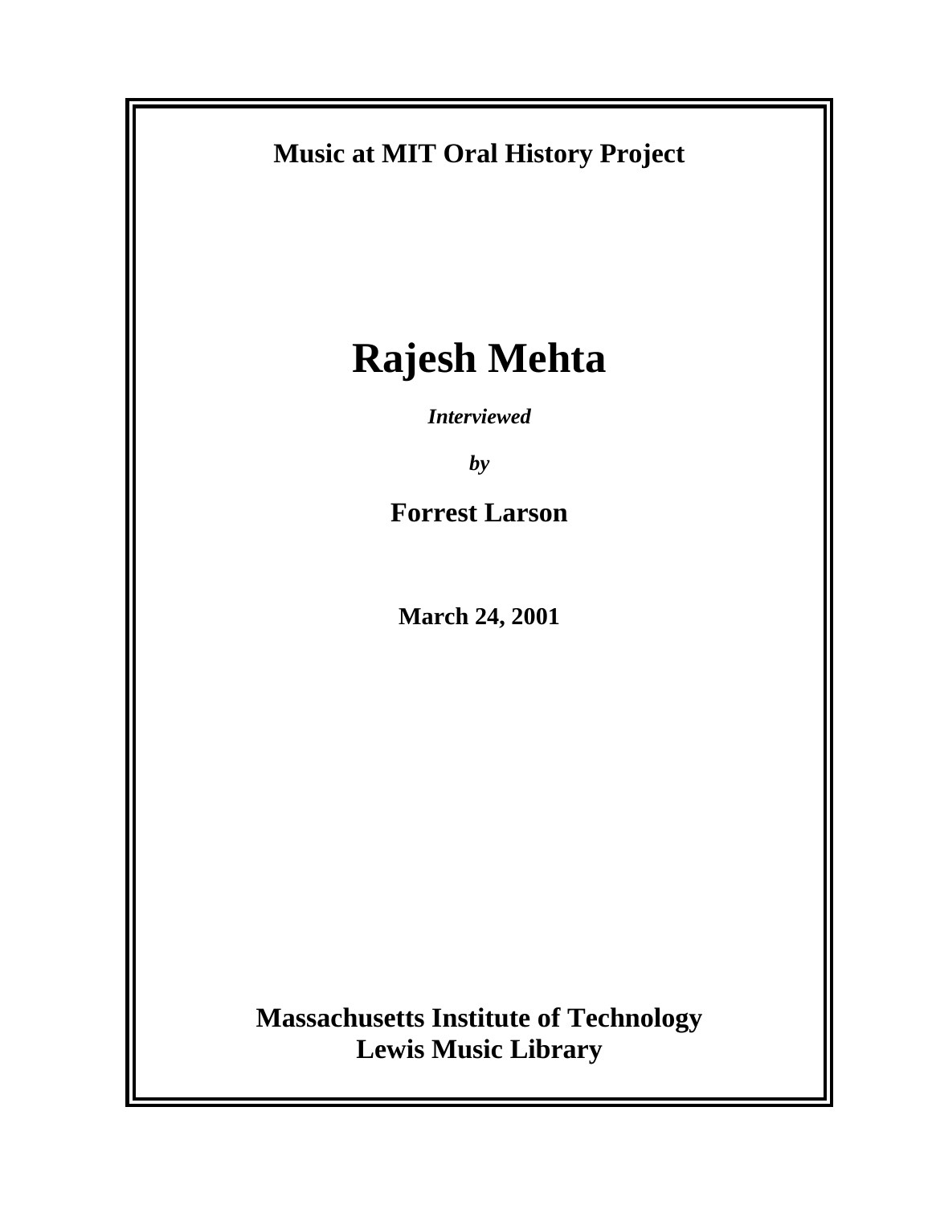**Music at MIT Oral History Project**

# Rajesh Mehta

***Interviewed***

***by***

**Forrest Larson**

**March 24, 2001**

**Massachusetts Institute of Technology**
**Lewis Music Library**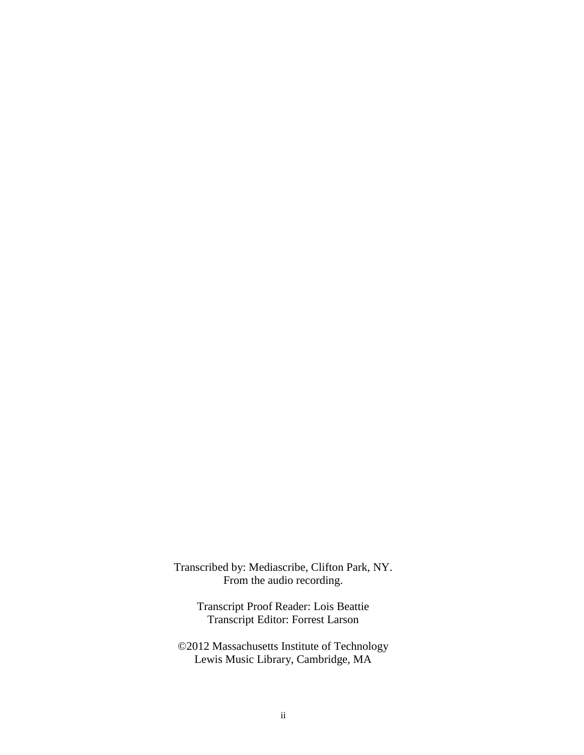Transcribed by: Mediascribe, Clifton Park, NY.
From the audio recording.

Transcript Proof Reader: Lois Beattie
Transcript Editor: Forrest Larson

©2012 Massachusetts Institute of Technology
Lewis Music Library, Cambridge, MA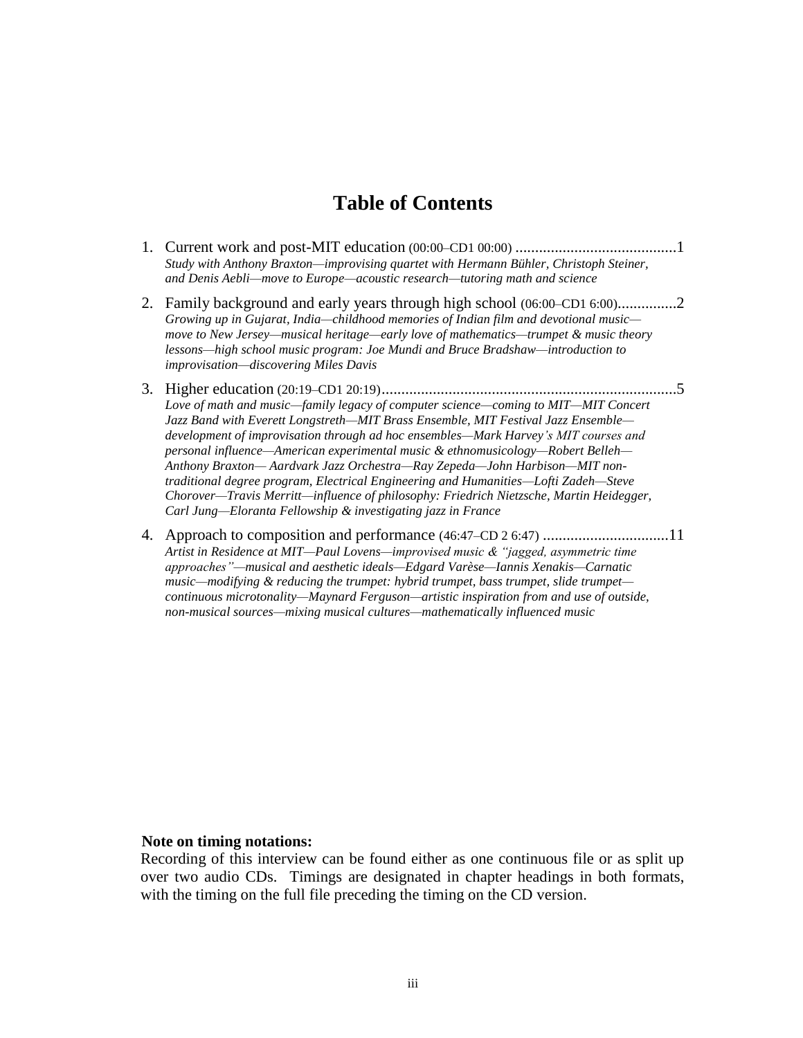# Table of Contents

1. Current work and post-MIT education (00:00–CD1 00:00) .........................................1
   *Study with Anthony Braxton—improvising quartet with Hermann Bühler, Christoph Steiner, and Denis Aebli—move to Europe—acoustic research—tutoring math and science*

2. Family background and early years through high school (06:00–CD1 6:00)..............2
   *Growing up in Gujarat, India—childhood memories of Indian film and devotional music—move to New Jersey—musical heritage—early love of mathematics—trumpet & music theory lessons—high school music program: Joe Mundi and Bruce Bradshaw—introduction to improvisation—discovering Miles Davis*

3. Higher education (20:19–CD1 20:19).........................................................................5
   *Love of math and music—family legacy of computer science—coming to MIT—MIT Concert Jazz Band with Everett Longstreth—MIT Brass Ensemble, MIT Festival Jazz Ensemble—development of improvisation through ad hoc ensembles—Mark Harvey's MIT courses and personal influence—American experimental music & ethnomusicology—Robert Belleh—Anthony Braxton— Aardvark Jazz Orchestra—Ray Zepeda—John Harbison—MIT non-traditional degree program, Electrical Engineering and Humanities—Lofti Zadeh—Steve Chorover—Travis Merritt—influence of philosophy: Friedrich Nietzsche, Martin Heidegger, Carl Jung—Eloranta Fellowship & investigating jazz in France*

4. Approach to composition and performance (46:47–CD 2 6:47) ................................11
   *Artist in Residence at MIT—Paul Lovens—improvised music & "jagged, asymmetric time approaches"—musical and aesthetic ideals—Edgard Varèse—Iannis Xenakis—Carnatic music—modifying & reducing the trumpet: hybrid trumpet, bass trumpet, slide trumpet—continuous microtonality—Maynard Ferguson—artistic inspiration from and use of outside, non-musical sources—mixing musical cultures—mathematically influenced music*

**Note on timing notations:**
Recording of this interview can be found either as one continuous file or as split up over two audio CDs. Timings are designated in chapter headings in both formats, with the timing on the full file preceding the timing on the CD version.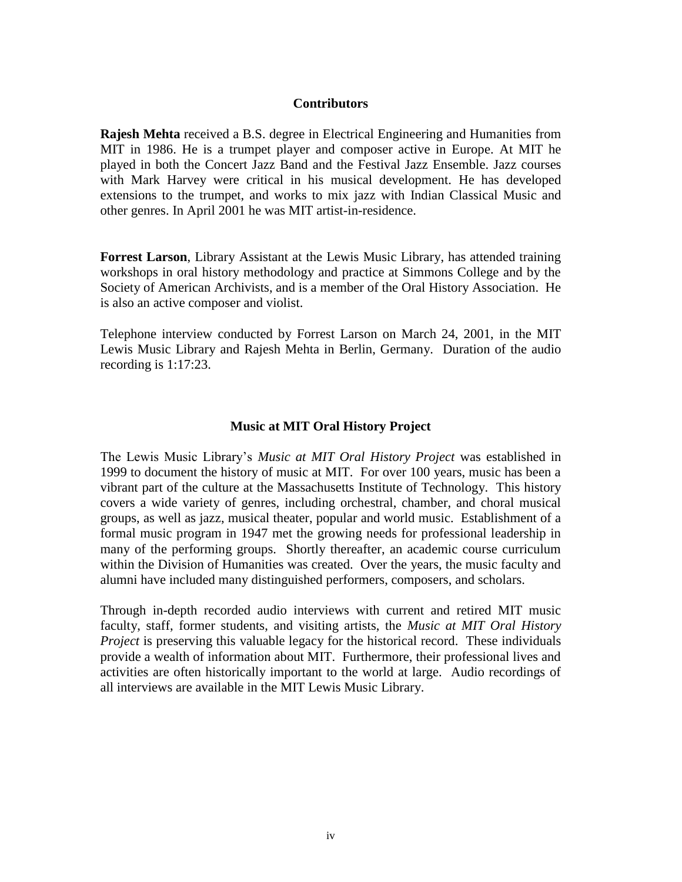## Contributors

**Rajesh Mehta** received a B.S. degree in Electrical Engineering and Humanities from MIT in 1986. He is a trumpet player and composer active in Europe. At MIT he played in both the Concert Jazz Band and the Festival Jazz Ensemble. Jazz courses with Mark Harvey were critical in his musical development. He has developed extensions to the trumpet, and works to mix jazz with Indian Classical Music and other genres. In April 2001 he was MIT artist-in-residence.

**Forrest Larson**, Library Assistant at the Lewis Music Library, has attended training workshops in oral history methodology and practice at Simmons College and by the Society of American Archivists, and is a member of the Oral History Association. He is also an active composer and violist.

Telephone interview conducted by Forrest Larson on March 24, 2001, in the MIT Lewis Music Library and Rajesh Mehta in Berlin, Germany. Duration of the audio recording is 1:17:23.

## Music at MIT Oral History Project

The Lewis Music Library's *Music at MIT Oral History Project* was established in 1999 to document the history of music at MIT. For over 100 years, music has been a vibrant part of the culture at the Massachusetts Institute of Technology. This history covers a wide variety of genres, including orchestral, chamber, and choral musical groups, as well as jazz, musical theater, popular and world music. Establishment of a formal music program in 1947 met the growing needs for professional leadership in many of the performing groups. Shortly thereafter, an academic course curriculum within the Division of Humanities was created. Over the years, the music faculty and alumni have included many distinguished performers, composers, and scholars.

Through in-depth recorded audio interviews with current and retired MIT music faculty, staff, former students, and visiting artists, the *Music at MIT Oral History Project* is preserving this valuable legacy for the historical record. These individuals provide a wealth of information about MIT. Furthermore, their professional lives and activities are often historically important to the world at large. Audio recordings of all interviews are available in the MIT Lewis Music Library.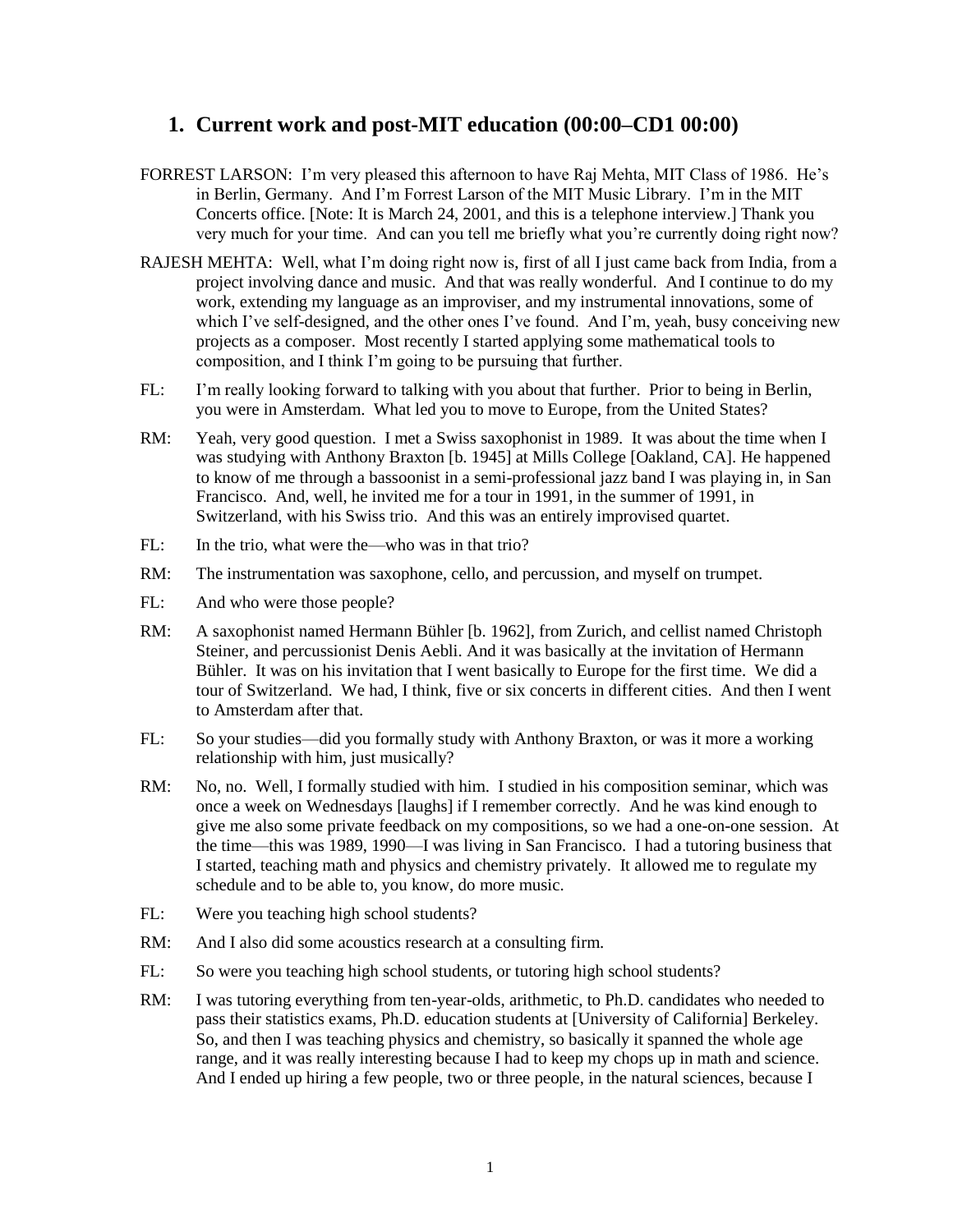## 1. Current work and post-MIT education (00:00–CD1 00:00)

FORREST LARSON: I'm very pleased this afternoon to have Raj Mehta, MIT Class of 1986. He's in Berlin, Germany. And I'm Forrest Larson of the MIT Music Library. I'm in the MIT Concerts office. [Note: It is March 24, 2001, and this is a telephone interview.] Thank you very much for your time. And can you tell me briefly what you're currently doing right now?

RAJESH MEHTA: Well, what I'm doing right now is, first of all I just came back from India, from a project involving dance and music. And that was really wonderful. And I continue to do my work, extending my language as an improviser, and my instrumental innovations, some of which I've self-designed, and the other ones I've found. And I'm, yeah, busy conceiving new projects as a composer. Most recently I started applying some mathematical tools to composition, and I think I'm going to be pursuing that further.

FL: I'm really looking forward to talking with you about that further. Prior to being in Berlin, you were in Amsterdam. What led you to move to Europe, from the United States?

RM: Yeah, very good question. I met a Swiss saxophonist in 1989. It was about the time when I was studying with Anthony Braxton [b. 1945] at Mills College [Oakland, CA]. He happened to know of me through a bassoonist in a semi-professional jazz band I was playing in, in San Francisco. And, well, he invited me for a tour in 1991, in the summer of 1991, in Switzerland, with his Swiss trio. And this was an entirely improvised quartet.

FL: In the trio, what were the—who was in that trio?

RM: The instrumentation was saxophone, cello, and percussion, and myself on trumpet.

FL: And who were those people?

RM: A saxophonist named Hermann Bühler [b. 1962], from Zurich, and cellist named Christoph Steiner, and percussionist Denis Aebli. And it was basically at the invitation of Hermann Bühler. It was on his invitation that I went basically to Europe for the first time. We did a tour of Switzerland. We had, I think, five or six concerts in different cities. And then I went to Amsterdam after that.

FL: So your studies—did you formally study with Anthony Braxton, or was it more a working relationship with him, just musically?

RM: No, no. Well, I formally studied with him. I studied in his composition seminar, which was once a week on Wednesdays [laughs] if I remember correctly. And he was kind enough to give me also some private feedback on my compositions, so we had a one-on-one session. At the time—this was 1989, 1990—I was living in San Francisco. I had a tutoring business that I started, teaching math and physics and chemistry privately. It allowed me to regulate my schedule and to be able to, you know, do more music.

FL: Were you teaching high school students?

RM: And I also did some acoustics research at a consulting firm.

FL: So were you teaching high school students, or tutoring high school students?

RM: I was tutoring everything from ten-year-olds, arithmetic, to Ph.D. candidates who needed to pass their statistics exams, Ph.D. education students at [University of California] Berkeley. So, and then I was teaching physics and chemistry, so basically it spanned the whole age range, and it was really interesting because I had to keep my chops up in math and science. And I ended up hiring a few people, two or three people, in the natural sciences, because I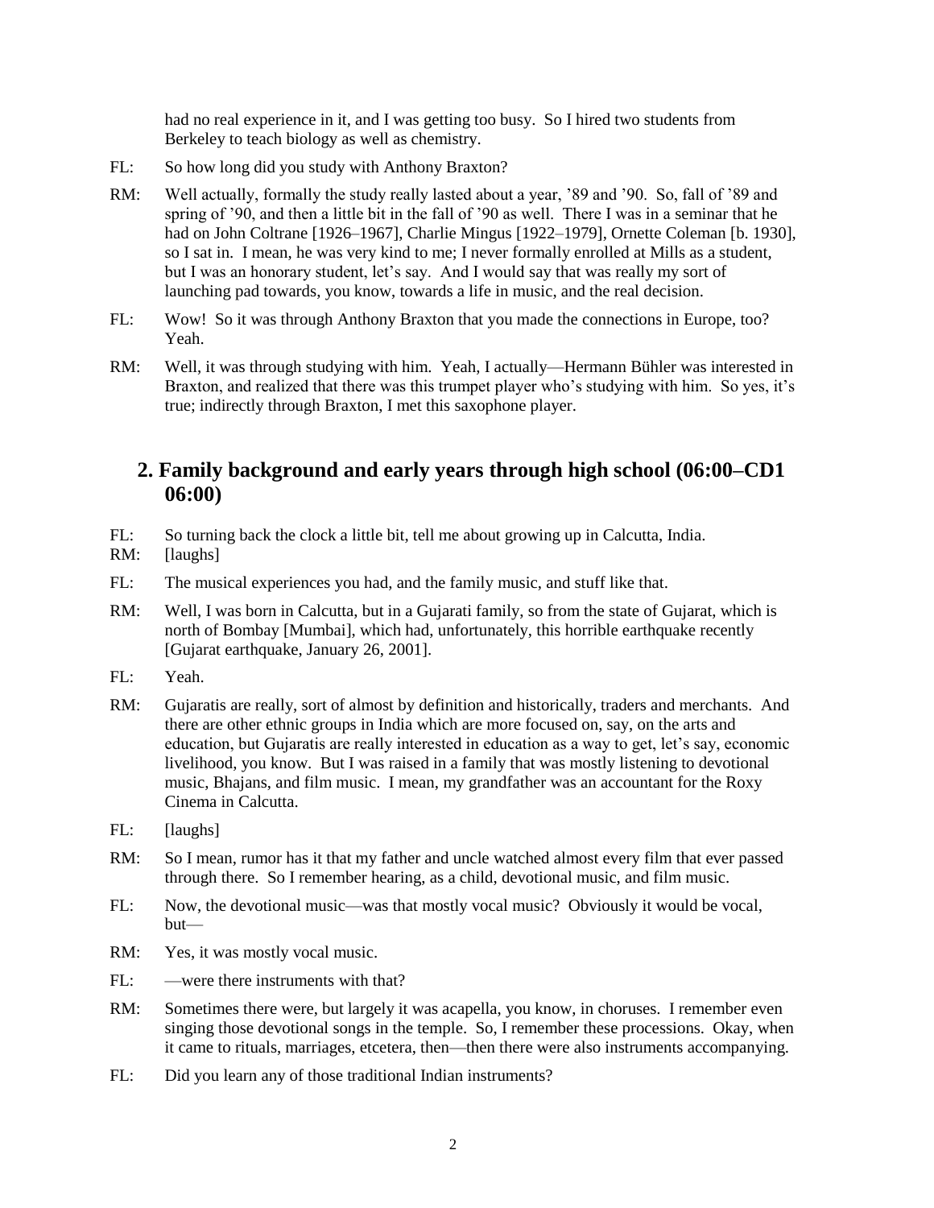had no real experience in it, and I was getting too busy. So I hired two students from Berkeley to teach biology as well as chemistry.

FL: So how long did you study with Anthony Braxton?

RM: Well actually, formally the study really lasted about a year, '89 and '90. So, fall of '89 and spring of '90, and then a little bit in the fall of '90 as well. There I was in a seminar that he had on John Coltrane [1926–1967], Charlie Mingus [1922–1979], Ornette Coleman [b. 1930], so I sat in. I mean, he was very kind to me; I never formally enrolled at Mills as a student, but I was an honorary student, let's say. And I would say that was really my sort of launching pad towards, you know, towards a life in music, and the real decision.

FL: Wow! So it was through Anthony Braxton that you made the connections in Europe, too? Yeah.

RM: Well, it was through studying with him. Yeah, I actually—Hermann Bühler was interested in Braxton, and realized that there was this trumpet player who's studying with him. So yes, it's true; indirectly through Braxton, I met this saxophone player.

## 2. Family background and early years through high school (06:00–CD1 06:00)

FL: So turning back the clock a little bit, tell me about growing up in Calcutta, India.

RM: [laughs]

FL: The musical experiences you had, and the family music, and stuff like that.

RM: Well, I was born in Calcutta, but in a Gujarati family, so from the state of Gujarat, which is north of Bombay [Mumbai], which had, unfortunately, this horrible earthquake recently [Gujarat earthquake, January 26, 2001].

FL: Yeah.

RM: Gujaratis are really, sort of almost by definition and historically, traders and merchants. And there are other ethnic groups in India which are more focused on, say, on the arts and education, but Gujaratis are really interested in education as a way to get, let's say, economic livelihood, you know. But I was raised in a family that was mostly listening to devotional music, Bhajans, and film music. I mean, my grandfather was an accountant for the Roxy Cinema in Calcutta.

FL: [laughs]

RM: So I mean, rumor has it that my father and uncle watched almost every film that ever passed through there. So I remember hearing, as a child, devotional music, and film music.

FL: Now, the devotional music—was that mostly vocal music? Obviously it would be vocal, but—

RM: Yes, it was mostly vocal music.

FL: —were there instruments with that?

RM: Sometimes there were, but largely it was acapella, you know, in choruses. I remember even singing those devotional songs in the temple. So, I remember these processions. Okay, when it came to rituals, marriages, etcetera, then—then there were also instruments accompanying.

FL: Did you learn any of those traditional Indian instruments?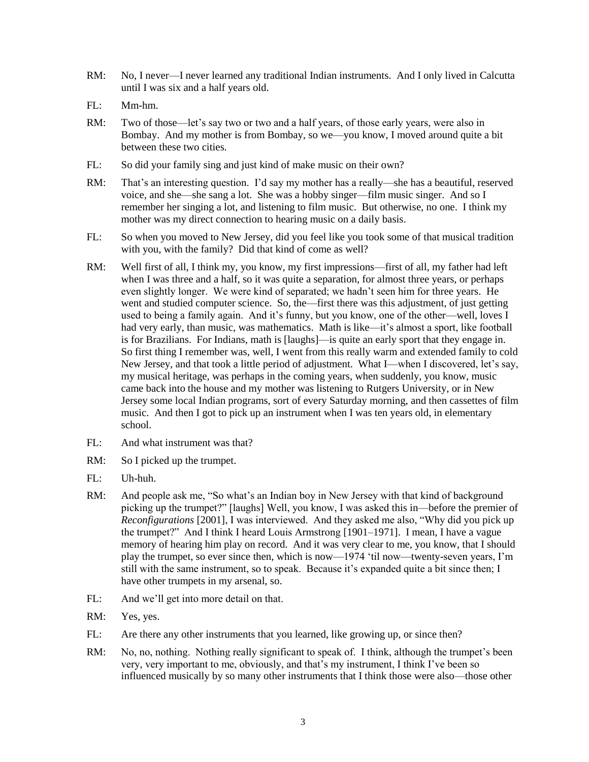RM: No, I never—I never learned any traditional Indian instruments. And I only lived in Calcutta until I was six and a half years old.

FL: Mm-hm.

RM: Two of those—let's say two or two and a half years, of those early years, were also in Bombay. And my mother is from Bombay, so we—you know, I moved around quite a bit between these two cities.

FL: So did your family sing and just kind of make music on their own?

RM: That's an interesting question. I'd say my mother has a really—she has a beautiful, reserved voice, and she—she sang a lot. She was a hobby singer—film music singer. And so I remember her singing a lot, and listening to film music. But otherwise, no one. I think my mother was my direct connection to hearing music on a daily basis.

FL: So when you moved to New Jersey, did you feel like you took some of that musical tradition with you, with the family? Did that kind of come as well?

RM: Well first of all, I think my, you know, my first impressions—first of all, my father had left when I was three and a half, so it was quite a separation, for almost three years, or perhaps even slightly longer. We were kind of separated; we hadn't seen him for three years. He went and studied computer science. So, the—first there was this adjustment, of just getting used to being a family again. And it's funny, but you know, one of the other—well, loves I had very early, than music, was mathematics. Math is like—it's almost a sport, like football is for Brazilians. For Indians, math is [laughs]—is quite an early sport that they engage in. So first thing I remember was, well, I went from this really warm and extended family to cold New Jersey, and that took a little period of adjustment. What I—when I discovered, let's say, my musical heritage, was perhaps in the coming years, when suddenly, you know, music came back into the house and my mother was listening to Rutgers University, or in New Jersey some local Indian programs, sort of every Saturday morning, and then cassettes of film music. And then I got to pick up an instrument when I was ten years old, in elementary school.

FL: And what instrument was that?

RM: So I picked up the trumpet.

FL: Uh-huh.

RM: And people ask me, "So what's an Indian boy in New Jersey with that kind of background picking up the trumpet?" [laughs] Well, you know, I was asked this in—before the premier of *Reconfigurations* [2001], I was interviewed. And they asked me also, "Why did you pick up the trumpet?" And I think I heard Louis Armstrong [1901–1971]. I mean, I have a vague memory of hearing him play on record. And it was very clear to me, you know, that I should play the trumpet, so ever since then, which is now—1974 'til now—twenty-seven years, I'm still with the same instrument, so to speak. Because it's expanded quite a bit since then; I have other trumpets in my arsenal, so.

FL: And we'll get into more detail on that.

RM: Yes, yes.

FL: Are there any other instruments that you learned, like growing up, or since then?

RM: No, no, nothing. Nothing really significant to speak of. I think, although the trumpet's been very, very important to me, obviously, and that's my instrument, I think I've been so influenced musically by so many other instruments that I think those were also—those other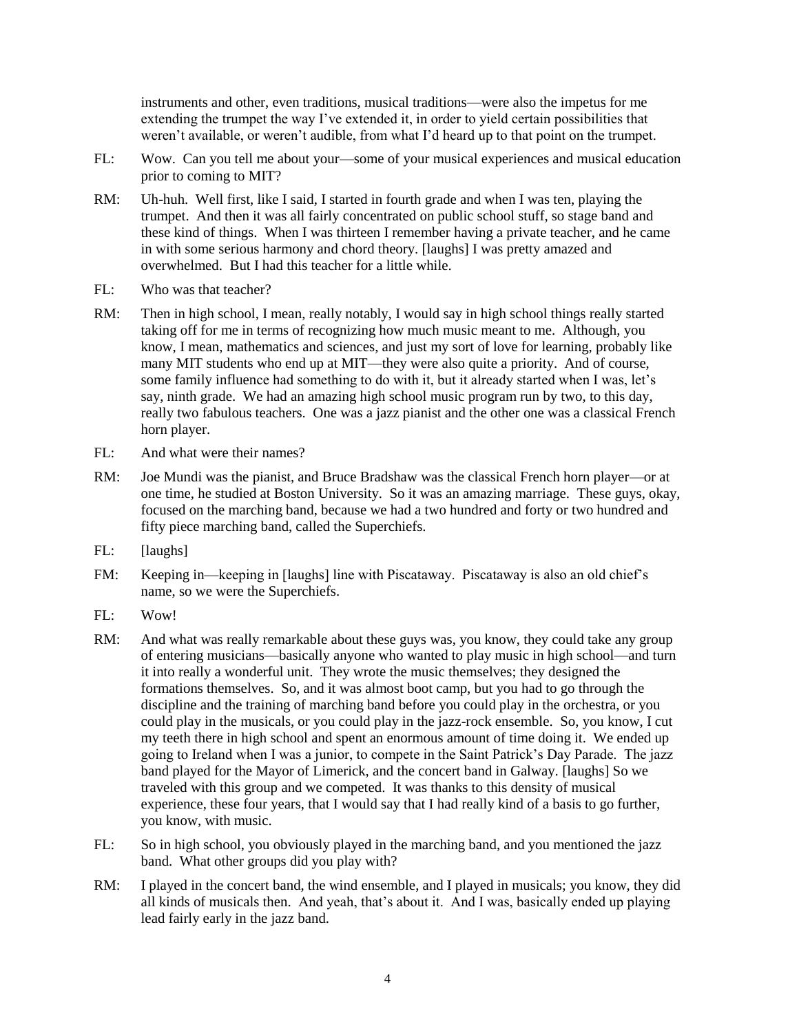instruments and other, even traditions, musical traditions—were also the impetus for me extending the trumpet the way I've extended it, in order to yield certain possibilities that weren't available, or weren't audible, from what I'd heard up to that point on the trumpet.

FL: Wow. Can you tell me about your—some of your musical experiences and musical education prior to coming to MIT?

RM: Uh-huh. Well first, like I said, I started in fourth grade and when I was ten, playing the trumpet. And then it was all fairly concentrated on public school stuff, so stage band and these kind of things. When I was thirteen I remember having a private teacher, and he came in with some serious harmony and chord theory. [laughs] I was pretty amazed and overwhelmed. But I had this teacher for a little while.

FL: Who was that teacher?

RM: Then in high school, I mean, really notably, I would say in high school things really started taking off for me in terms of recognizing how much music meant to me. Although, you know, I mean, mathematics and sciences, and just my sort of love for learning, probably like many MIT students who end up at MIT—they were also quite a priority. And of course, some family influence had something to do with it, but it already started when I was, let's say, ninth grade. We had an amazing high school music program run by two, to this day, really two fabulous teachers. One was a jazz pianist and the other one was a classical French horn player.

FL: And what were their names?

RM: Joe Mundi was the pianist, and Bruce Bradshaw was the classical French horn player—or at one time, he studied at Boston University. So it was an amazing marriage. These guys, okay, focused on the marching band, because we had a two hundred and forty or two hundred and fifty piece marching band, called the Superchiefs.

FL: [laughs]

FM: Keeping in—keeping in [laughs] line with Piscataway. Piscataway is also an old chief's name, so we were the Superchiefs.

FL: Wow!

RM: And what was really remarkable about these guys was, you know, they could take any group of entering musicians—basically anyone who wanted to play music in high school—and turn it into really a wonderful unit. They wrote the music themselves; they designed the formations themselves. So, and it was almost boot camp, but you had to go through the discipline and the training of marching band before you could play in the orchestra, or you could play in the musicals, or you could play in the jazz-rock ensemble. So, you know, I cut my teeth there in high school and spent an enormous amount of time doing it. We ended up going to Ireland when I was a junior, to compete in the Saint Patrick's Day Parade. The jazz band played for the Mayor of Limerick, and the concert band in Galway. [laughs] So we traveled with this group and we competed. It was thanks to this density of musical experience, these four years, that I would say that I had really kind of a basis to go further, you know, with music.

FL: So in high school, you obviously played in the marching band, and you mentioned the jazz band. What other groups did you play with?

RM: I played in the concert band, the wind ensemble, and I played in musicals; you know, they did all kinds of musicals then. And yeah, that's about it. And I was, basically ended up playing lead fairly early in the jazz band.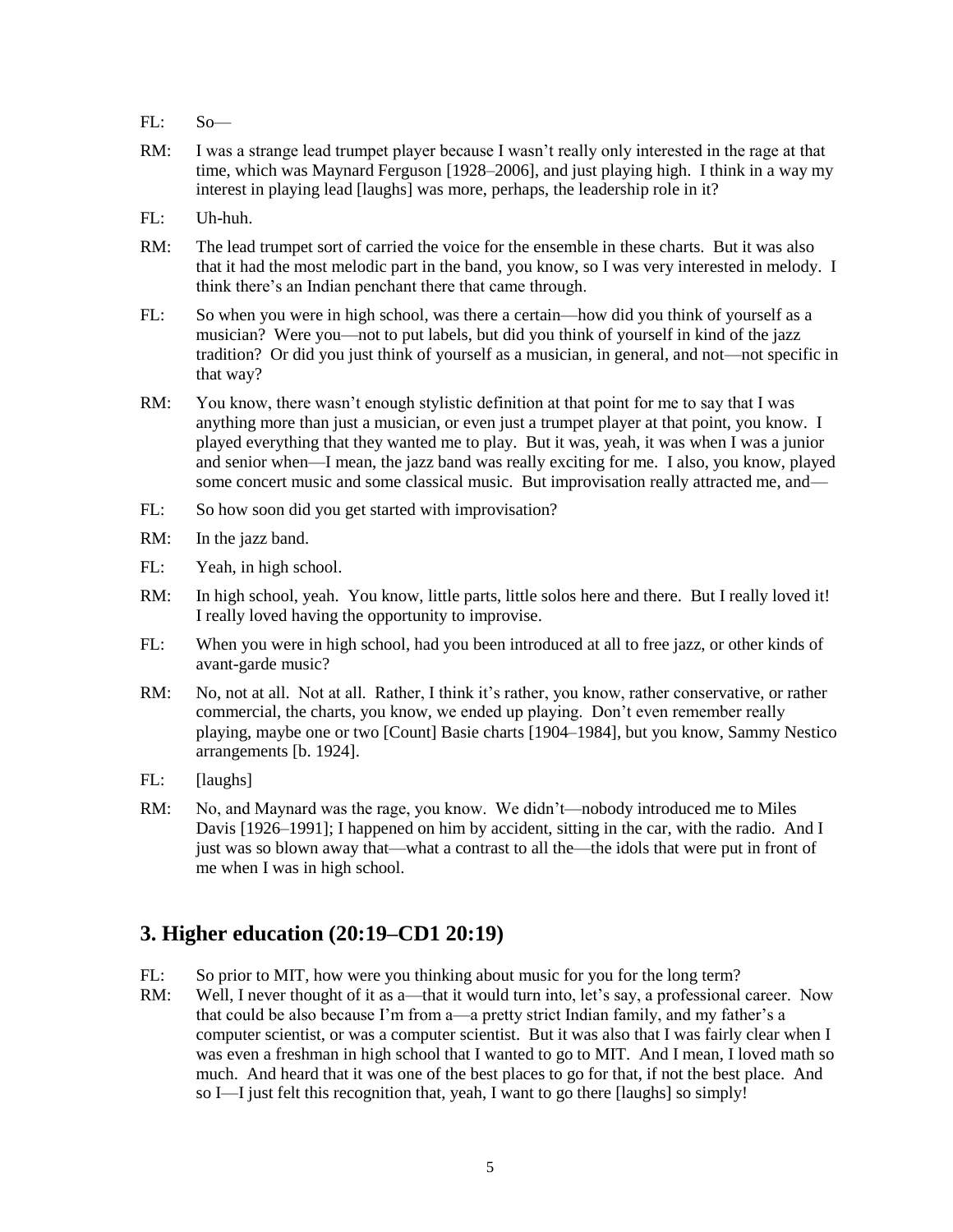FL: So—

RM: I was a strange lead trumpet player because I wasn't really only interested in the rage at that time, which was Maynard Ferguson [1928–2006], and just playing high. I think in a way my interest in playing lead [laughs] was more, perhaps, the leadership role in it?

FL: Uh-huh.

RM: The lead trumpet sort of carried the voice for the ensemble in these charts. But it was also that it had the most melodic part in the band, you know, so I was very interested in melody. I think there's an Indian penchant there that came through.

FL: So when you were in high school, was there a certain—how did you think of yourself as a musician? Were you—not to put labels, but did you think of yourself in kind of the jazz tradition? Or did you just think of yourself as a musician, in general, and not—not specific in that way?

RM: You know, there wasn't enough stylistic definition at that point for me to say that I was anything more than just a musician, or even just a trumpet player at that point, you know. I played everything that they wanted me to play. But it was, yeah, it was when I was a junior and senior when—I mean, the jazz band was really exciting for me. I also, you know, played some concert music and some classical music. But improvisation really attracted me, and—

FL: So how soon did you get started with improvisation?

RM: In the jazz band.

FL: Yeah, in high school.

RM: In high school, yeah. You know, little parts, little solos here and there. But I really loved it! I really loved having the opportunity to improvise.

FL: When you were in high school, had you been introduced at all to free jazz, or other kinds of avant-garde music?

RM: No, not at all. Not at all. Rather, I think it's rather, you know, rather conservative, or rather commercial, the charts, you know, we ended up playing. Don't even remember really playing, maybe one or two [Count] Basie charts [1904–1984], but you know, Sammy Nestico arrangements [b. 1924].

FL: [laughs]

RM: No, and Maynard was the rage, you know. We didn't—nobody introduced me to Miles Davis [1926–1991]; I happened on him by accident, sitting in the car, with the radio. And I just was so blown away that—what a contrast to all the—the idols that were put in front of me when I was in high school.

## 3. Higher education (20:19–CD1 20:19)

FL: So prior to MIT, how were you thinking about music for you for the long term?

RM: Well, I never thought of it as a—that it would turn into, let's say, a professional career. Now that could be also because I'm from a—a pretty strict Indian family, and my father's a computer scientist, or was a computer scientist. But it was also that I was fairly clear when I was even a freshman in high school that I wanted to go to MIT. And I mean, I loved math so much. And heard that it was one of the best places to go for that, if not the best place. And so I—I just felt this recognition that, yeah, I want to go there [laughs] so simply!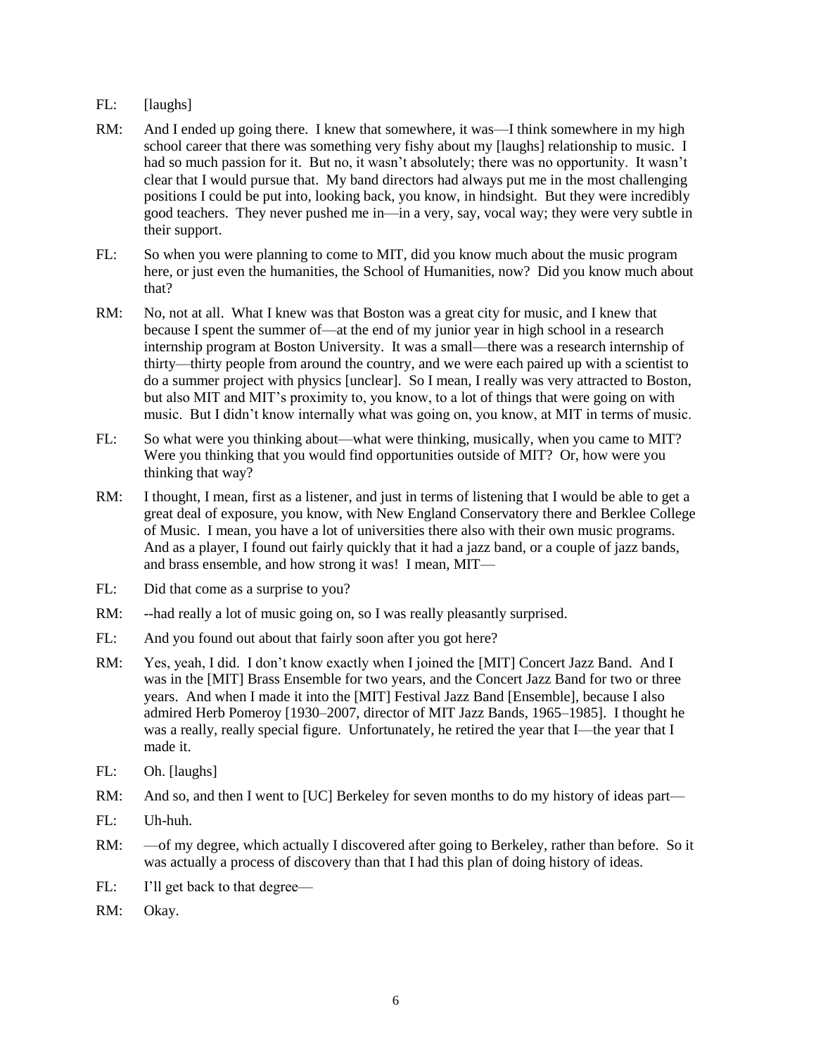FL: [laughs]

RM: And I ended up going there. I knew that somewhere, it was—I think somewhere in my high school career that there was something very fishy about my [laughs] relationship to music. I had so much passion for it. But no, it wasn't absolutely; there was no opportunity. It wasn't clear that I would pursue that. My band directors had always put me in the most challenging positions I could be put into, looking back, you know, in hindsight. But they were incredibly good teachers. They never pushed me in—in a very, say, vocal way; they were very subtle in their support.

FL: So when you were planning to come to MIT, did you know much about the music program here, or just even the humanities, the School of Humanities, now? Did you know much about that?

RM: No, not at all. What I knew was that Boston was a great city for music, and I knew that because I spent the summer of—at the end of my junior year in high school in a research internship program at Boston University. It was a small—there was a research internship of thirty—thirty people from around the country, and we were each paired up with a scientist to do a summer project with physics [unclear]. So I mean, I really was very attracted to Boston, but also MIT and MIT's proximity to, you know, to a lot of things that were going on with music. But I didn't know internally what was going on, you know, at MIT in terms of music.

FL: So what were you thinking about—what were thinking, musically, when you came to MIT? Were you thinking that you would find opportunities outside of MIT? Or, how were you thinking that way?

RM: I thought, I mean, first as a listener, and just in terms of listening that I would be able to get a great deal of exposure, you know, with New England Conservatory there and Berklee College of Music. I mean, you have a lot of universities there also with their own music programs. And as a player, I found out fairly quickly that it had a jazz band, or a couple of jazz bands, and brass ensemble, and how strong it was! I mean, MIT—

FL: Did that come as a surprise to you?

RM: --had really a lot of music going on, so I was really pleasantly surprised.

FL: And you found out about that fairly soon after you got here?

RM: Yes, yeah, I did. I don't know exactly when I joined the [MIT] Concert Jazz Band. And I was in the [MIT] Brass Ensemble for two years, and the Concert Jazz Band for two or three years. And when I made it into the [MIT] Festival Jazz Band [Ensemble], because I also admired Herb Pomeroy [1930–2007, director of MIT Jazz Bands, 1965–1985]. I thought he was a really, really special figure. Unfortunately, he retired the year that I—the year that I made it.

FL: Oh. [laughs]

RM: And so, and then I went to [UC] Berkeley for seven months to do my history of ideas part—

FL: Uh-huh.

RM: —of my degree, which actually I discovered after going to Berkeley, rather than before. So it was actually a process of discovery than that I had this plan of doing history of ideas.

FL: I'll get back to that degree—

RM: Okay.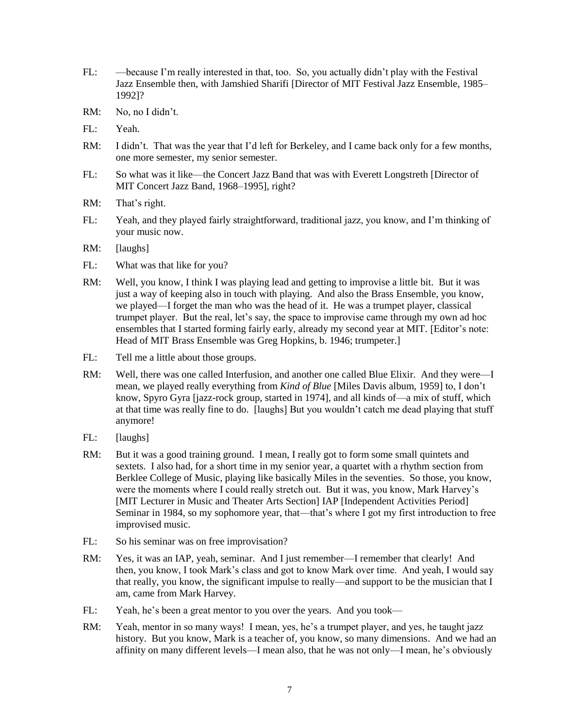FL: —because I'm really interested in that, too. So, you actually didn't play with the Festival Jazz Ensemble then, with Jamshied Sharifi [Director of MIT Festival Jazz Ensemble, 1985–1992]?

RM: No, no I didn't.

FL: Yeah.

RM: I didn't. That was the year that I'd left for Berkeley, and I came back only for a few months, one more semester, my senior semester.

FL: So what was it like—the Concert Jazz Band that was with Everett Longstreth [Director of MIT Concert Jazz Band, 1968–1995], right?

RM: That's right.

FL: Yeah, and they played fairly straightforward, traditional jazz, you know, and I'm thinking of your music now.

RM: [laughs]

FL: What was that like for you?

RM: Well, you know, I think I was playing lead and getting to improvise a little bit. But it was just a way of keeping also in touch with playing. And also the Brass Ensemble, you know, we played—I forget the man who was the head of it. He was a trumpet player, classical trumpet player. But the real, let's say, the space to improvise came through my own ad hoc ensembles that I started forming fairly early, already my second year at MIT. [Editor's note: Head of MIT Brass Ensemble was Greg Hopkins, b. 1946; trumpeter.]

FL: Tell me a little about those groups.

RM: Well, there was one called Interfusion, and another one called Blue Elixir. And they were—I mean, we played really everything from *Kind of Blue* [Miles Davis album, 1959] to, I don't know, Spyro Gyra [jazz-rock group, started in 1974], and all kinds of—a mix of stuff, which at that time was really fine to do. [laughs] But you wouldn't catch me dead playing that stuff anymore!

FL: [laughs]

RM: But it was a good training ground. I mean, I really got to form some small quintets and sextets. I also had, for a short time in my senior year, a quartet with a rhythm section from Berklee College of Music, playing like basically Miles in the seventies. So those, you know, were the moments where I could really stretch out. But it was, you know, Mark Harvey's [MIT Lecturer in Music and Theater Arts Section] IAP [Independent Activities Period] Seminar in 1984, so my sophomore year, that—that's where I got my first introduction to free improvised music.

FL: So his seminar was on free improvisation?

RM: Yes, it was an IAP, yeah, seminar. And I just remember—I remember that clearly! And then, you know, I took Mark's class and got to know Mark over time. And yeah, I would say that really, you know, the significant impulse to really—and support to be the musician that I am, came from Mark Harvey.

FL: Yeah, he's been a great mentor to you over the years. And you took—

RM: Yeah, mentor in so many ways! I mean, yes, he's a trumpet player, and yes, he taught jazz history. But you know, Mark is a teacher of, you know, so many dimensions. And we had an affinity on many different levels—I mean also, that he was not only—I mean, he's obviously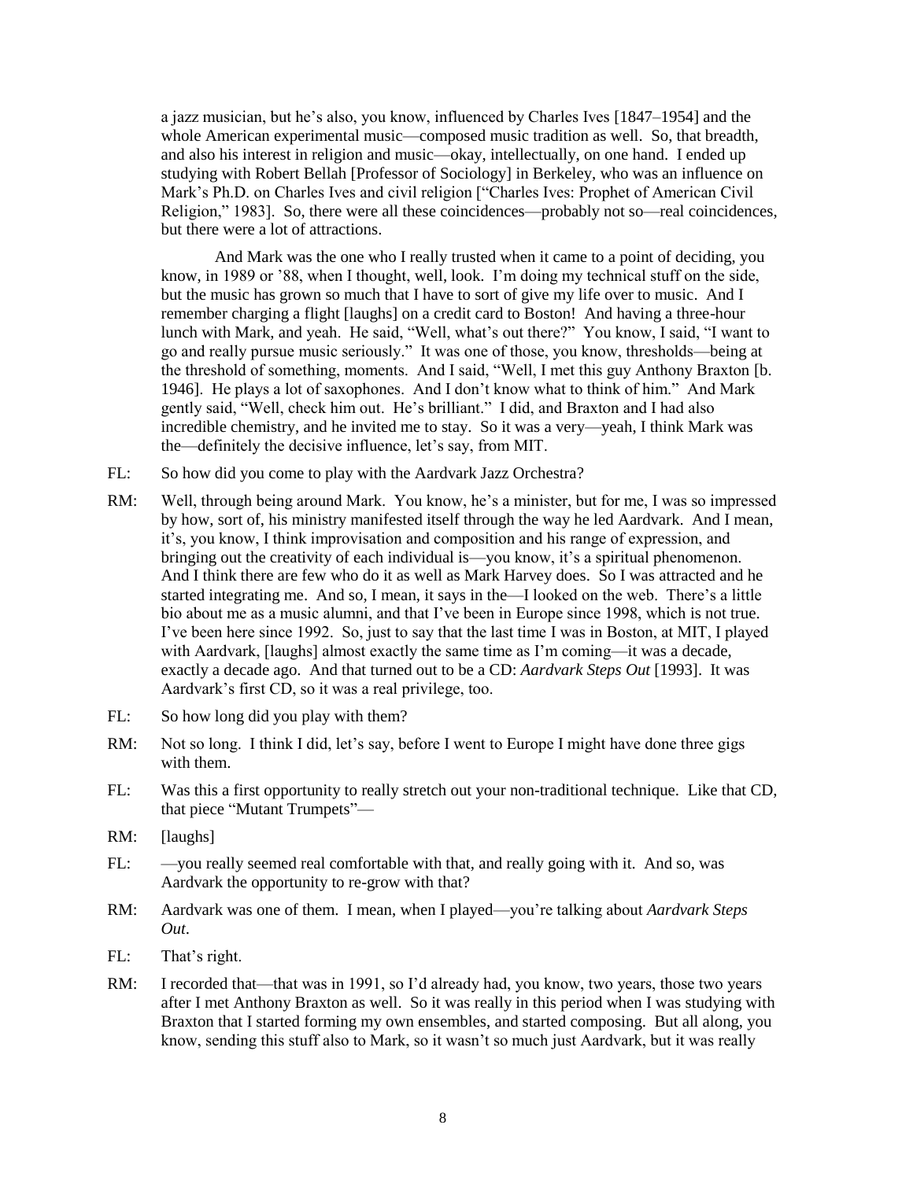a jazz musician, but he's also, you know, influenced by Charles Ives [1847–1954] and the whole American experimental music—composed music tradition as well. So, that breadth, and also his interest in religion and music—okay, intellectually, on one hand. I ended up studying with Robert Bellah [Professor of Sociology] in Berkeley, who was an influence on Mark's Ph.D. on Charles Ives and civil religion ["Charles Ives: Prophet of American Civil Religion," 1983]. So, there were all these coincidences—probably not so—real coincidences, but there were a lot of attractions.

And Mark was the one who I really trusted when it came to a point of deciding, you know, in 1989 or '88, when I thought, well, look. I'm doing my technical stuff on the side, but the music has grown so much that I have to sort of give my life over to music. And I remember charging a flight [laughs] on a credit card to Boston! And having a three-hour lunch with Mark, and yeah. He said, "Well, what's out there?" You know, I said, "I want to go and really pursue music seriously." It was one of those, you know, thresholds—being at the threshold of something, moments. And I said, "Well, I met this guy Anthony Braxton [b. 1946]. He plays a lot of saxophones. And I don't know what to think of him." And Mark gently said, "Well, check him out. He's brilliant." I did, and Braxton and I had also incredible chemistry, and he invited me to stay. So it was a very—yeah, I think Mark was the—definitely the decisive influence, let's say, from MIT.

FL: So how did you come to play with the Aardvark Jazz Orchestra?

RM: Well, through being around Mark. You know, he's a minister, but for me, I was so impressed by how, sort of, his ministry manifested itself through the way he led Aardvark. And I mean, it's, you know, I think improvisation and composition and his range of expression, and bringing out the creativity of each individual is—you know, it's a spiritual phenomenon. And I think there are few who do it as well as Mark Harvey does. So I was attracted and he started integrating me. And so, I mean, it says in the—I looked on the web. There's a little bio about me as a music alumni, and that I've been in Europe since 1998, which is not true. I've been here since 1992. So, just to say that the last time I was in Boston, at MIT, I played with Aardvark, [laughs] almost exactly the same time as I'm coming—it was a decade, exactly a decade ago. And that turned out to be a CD: *Aardvark Steps Out* [1993]. It was Aardvark's first CD, so it was a real privilege, too.

FL: So how long did you play with them?

RM: Not so long. I think I did, let's say, before I went to Europe I might have done three gigs with them.

FL: Was this a first opportunity to really stretch out your non-traditional technique. Like that CD, that piece "Mutant Trumpets"—

RM: [laughs]

FL: —you really seemed real comfortable with that, and really going with it. And so, was Aardvark the opportunity to re-grow with that?

RM: Aardvark was one of them. I mean, when I played—you're talking about *Aardvark Steps Out*.

FL: That's right.

RM: I recorded that—that was in 1991, so I'd already had, you know, two years, those two years after I met Anthony Braxton as well. So it was really in this period when I was studying with Braxton that I started forming my own ensembles, and started composing. But all along, you know, sending this stuff also to Mark, so it wasn't so much just Aardvark, but it was really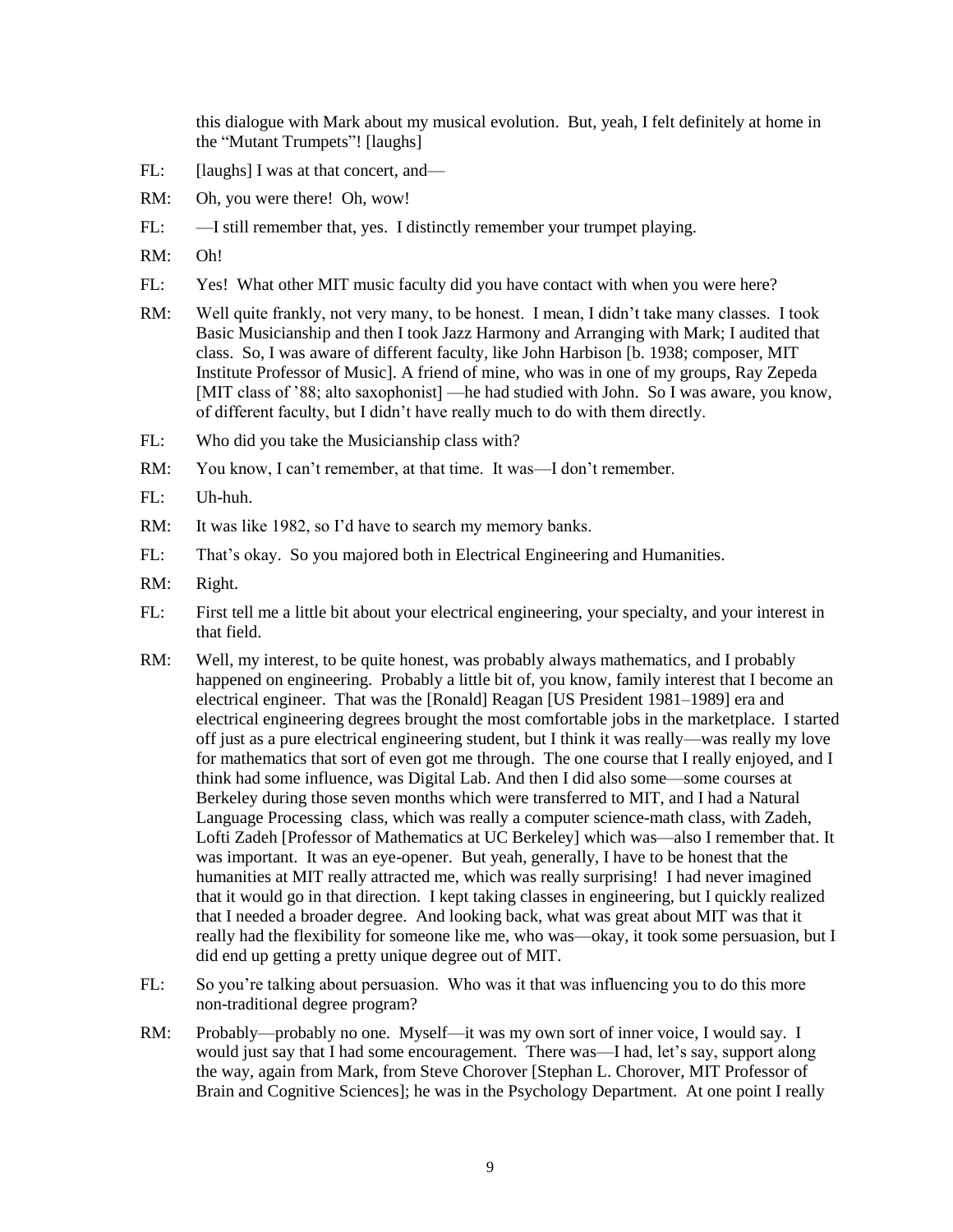this dialogue with Mark about my musical evolution. But, yeah, I felt definitely at home in the "Mutant Trumpets"! [laughs]

FL: [laughs] I was at that concert, and—

RM: Oh, you were there! Oh, wow!

FL: —I still remember that, yes. I distinctly remember your trumpet playing.

RM: Oh!

FL: Yes! What other MIT music faculty did you have contact with when you were here?

RM: Well quite frankly, not very many, to be honest. I mean, I didn't take many classes. I took Basic Musicianship and then I took Jazz Harmony and Arranging with Mark; I audited that class. So, I was aware of different faculty, like John Harbison [b. 1938; composer, MIT Institute Professor of Music]. A friend of mine, who was in one of my groups, Ray Zepeda [MIT class of '88; alto saxophonist] —he had studied with John. So I was aware, you know, of different faculty, but I didn't have really much to do with them directly.

FL: Who did you take the Musicianship class with?

RM: You know, I can't remember, at that time. It was—I don't remember.

FL: Uh-huh.

RM: It was like 1982, so I'd have to search my memory banks.

FL: That's okay. So you majored both in Electrical Engineering and Humanities.

RM: Right.

FL: First tell me a little bit about your electrical engineering, your specialty, and your interest in that field.

RM: Well, my interest, to be quite honest, was probably always mathematics, and I probably happened on engineering. Probably a little bit of, you know, family interest that I become an electrical engineer. That was the [Ronald] Reagan [US President 1981–1989] era and electrical engineering degrees brought the most comfortable jobs in the marketplace. I started off just as a pure electrical engineering student, but I think it was really—was really my love for mathematics that sort of even got me through. The one course that I really enjoyed, and I think had some influence, was Digital Lab. And then I did also some—some courses at Berkeley during those seven months which were transferred to MIT, and I had a Natural Language Processing class, which was really a computer science-math class, with Zadeh, Lofti Zadeh [Professor of Mathematics at UC Berkeley] which was—also I remember that. It was important. It was an eye-opener. But yeah, generally, I have to be honest that the humanities at MIT really attracted me, which was really surprising! I had never imagined that it would go in that direction. I kept taking classes in engineering, but I quickly realized that I needed a broader degree. And looking back, what was great about MIT was that it really had the flexibility for someone like me, who was—okay, it took some persuasion, but I did end up getting a pretty unique degree out of MIT.

FL: So you're talking about persuasion. Who was it that was influencing you to do this more non-traditional degree program?

RM: Probably—probably no one. Myself—it was my own sort of inner voice, I would say. I would just say that I had some encouragement. There was—I had, let's say, support along the way, again from Mark, from Steve Chorover [Stephan L. Chorover, MIT Professor of Brain and Cognitive Sciences]; he was in the Psychology Department. At one point I really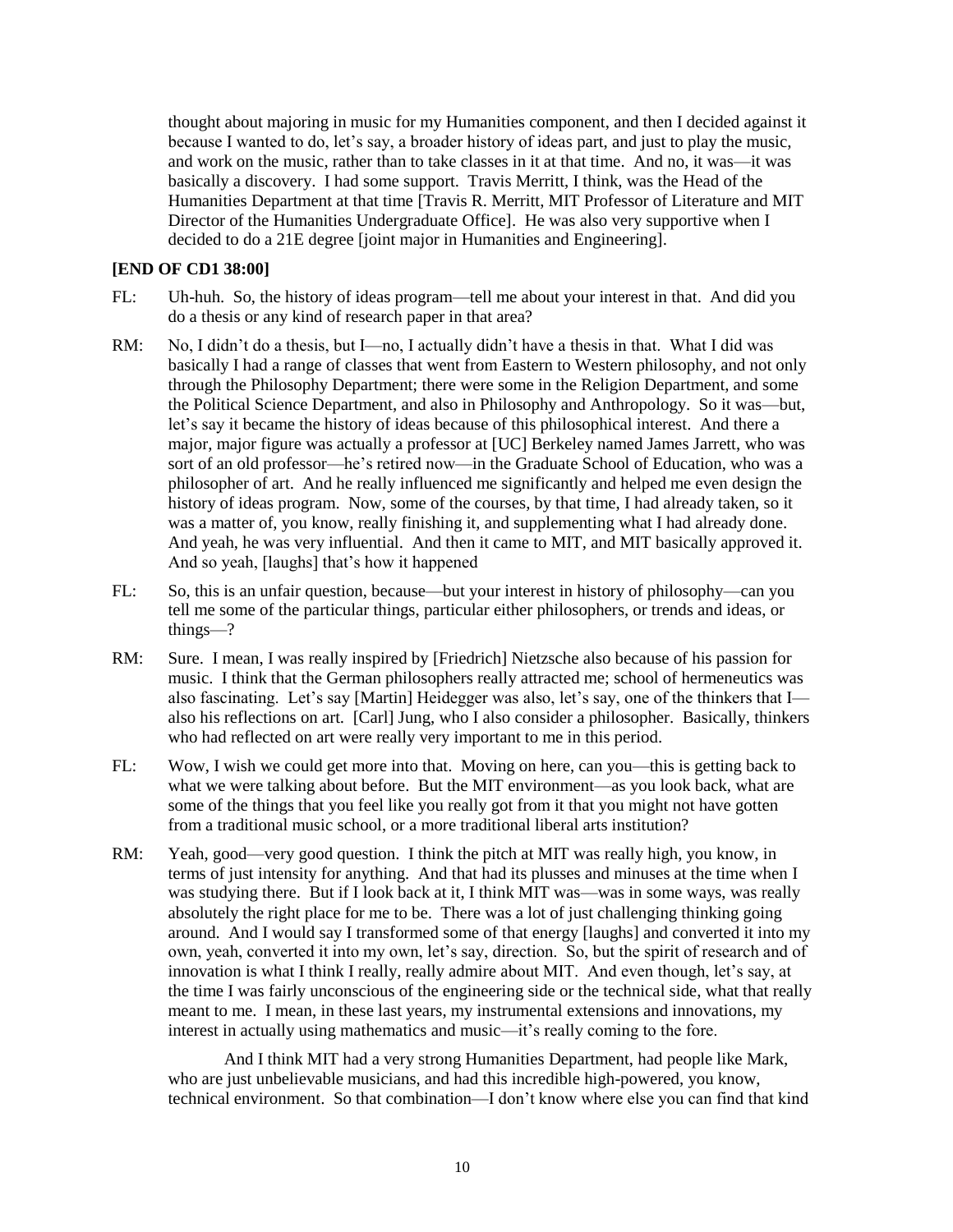thought about majoring in music for my Humanities component, and then I decided against it because I wanted to do, let's say, a broader history of ideas part, and just to play the music, and work on the music, rather than to take classes in it at that time. And no, it was—it was basically a discovery. I had some support. Travis Merritt, I think, was the Head of the Humanities Department at that time [Travis R. Merritt, MIT Professor of Literature and MIT Director of the Humanities Undergraduate Office]. He was also very supportive when I decided to do a 21E degree [joint major in Humanities and Engineering].

**[END OF CD1 38:00]**

FL: Uh-huh. So, the history of ideas program—tell me about your interest in that. And did you do a thesis or any kind of research paper in that area?

RM: No, I didn't do a thesis, but I—no, I actually didn't have a thesis in that. What I did was basically I had a range of classes that went from Eastern to Western philosophy, and not only through the Philosophy Department; there were some in the Religion Department, and some the Political Science Department, and also in Philosophy and Anthropology. So it was—but, let's say it became the history of ideas because of this philosophical interest. And there a major, major figure was actually a professor at [UC] Berkeley named James Jarrett, who was sort of an old professor—he's retired now—in the Graduate School of Education, who was a philosopher of art. And he really influenced me significantly and helped me even design the history of ideas program. Now, some of the courses, by that time, I had already taken, so it was a matter of, you know, really finishing it, and supplementing what I had already done. And yeah, he was very influential. And then it came to MIT, and MIT basically approved it. And so yeah, [laughs] that's how it happened

FL: So, this is an unfair question, because—but your interest in history of philosophy—can you tell me some of the particular things, particular either philosophers, or trends and ideas, or things—?

RM: Sure. I mean, I was really inspired by [Friedrich] Nietzsche also because of his passion for music. I think that the German philosophers really attracted me; school of hermeneutics was also fascinating. Let's say [Martin] Heidegger was also, let's say, one of the thinkers that I—also his reflections on art. [Carl] Jung, who I also consider a philosopher. Basically, thinkers who had reflected on art were really very important to me in this period.

FL: Wow, I wish we could get more into that. Moving on here, can you—this is getting back to what we were talking about before. But the MIT environment—as you look back, what are some of the things that you feel like you really got from it that you might not have gotten from a traditional music school, or a more traditional liberal arts institution?

RM: Yeah, good—very good question. I think the pitch at MIT was really high, you know, in terms of just intensity for anything. And that had its plusses and minuses at the time when I was studying there. But if I look back at it, I think MIT was—was in some ways, was really absolutely the right place for me to be. There was a lot of just challenging thinking going around. And I would say I transformed some of that energy [laughs] and converted it into my own, yeah, converted it into my own, let's say, direction. So, but the spirit of research and of innovation is what I think I really, really admire about MIT. And even though, let's say, at the time I was fairly unconscious of the engineering side or the technical side, what that really meant to me. I mean, in these last years, my instrumental extensions and innovations, my interest in actually using mathematics and music—it's really coming to the fore.

And I think MIT had a very strong Humanities Department, had people like Mark, who are just unbelievable musicians, and had this incredible high-powered, you know, technical environment. So that combination—I don't know where else you can find that kind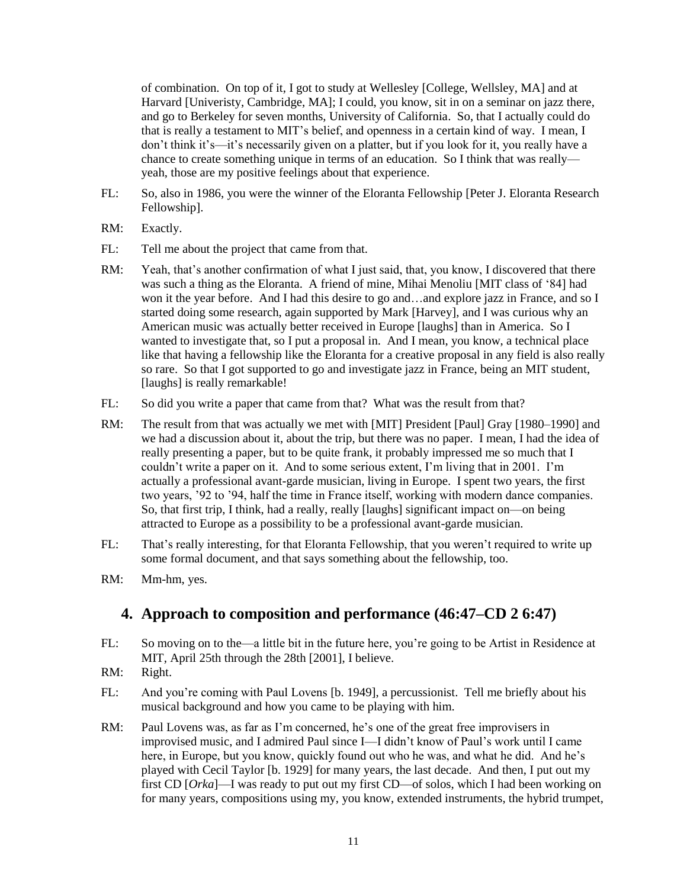of combination. On top of it, I got to study at Wellesley [College, Wellsley, MA] and at Harvard [Univeristy, Cambridge, MA]; I could, you know, sit in on a seminar on jazz there, and go to Berkeley for seven months, University of California. So, that I actually could do that is really a testament to MIT's belief, and openness in a certain kind of way. I mean, I don't think it's—it's necessarily given on a platter, but if you look for it, you really have a chance to create something unique in terms of an education. So I think that was really—yeah, those are my positive feelings about that experience.

FL: So, also in 1986, you were the winner of the Eloranta Fellowship [Peter J. Eloranta Research Fellowship].

RM: Exactly.

FL: Tell me about the project that came from that.

RM: Yeah, that's another confirmation of what I just said, that, you know, I discovered that there was such a thing as the Eloranta. A friend of mine, Mihai Menoliu [MIT class of '84] had won it the year before. And I had this desire to go and…and explore jazz in France, and so I started doing some research, again supported by Mark [Harvey], and I was curious why an American music was actually better received in Europe [laughs] than in America. So I wanted to investigate that, so I put a proposal in. And I mean, you know, a technical place like that having a fellowship like the Eloranta for a creative proposal in any field is also really so rare. So that I got supported to go and investigate jazz in France, being an MIT student, [laughs] is really remarkable!

FL: So did you write a paper that came from that? What was the result from that?

RM: The result from that was actually we met with [MIT] President [Paul] Gray [1980–1990] and we had a discussion about it, about the trip, but there was no paper. I mean, I had the idea of really presenting a paper, but to be quite frank, it probably impressed me so much that I couldn't write a paper on it. And to some serious extent, I'm living that in 2001. I'm actually a professional avant-garde musician, living in Europe. I spent two years, the first two years, '92 to '94, half the time in France itself, working with modern dance companies. So, that first trip, I think, had a really, really [laughs] significant impact on—on being attracted to Europe as a possibility to be a professional avant-garde musician.

FL: That's really interesting, for that Eloranta Fellowship, that you weren't required to write up some formal document, and that says something about the fellowship, too.

RM: Mm-hm, yes.

## 4. Approach to composition and performance (46:47–CD 2 6:47)

FL: So moving on to the—a little bit in the future here, you're going to be Artist in Residence at MIT, April 25th through the 28th [2001], I believe.

RM: Right.

FL: And you're coming with Paul Lovens [b. 1949], a percussionist. Tell me briefly about his musical background and how you came to be playing with him.

RM: Paul Lovens was, as far as I'm concerned, he's one of the great free improvisers in improvised music, and I admired Paul since I—I didn't know of Paul's work until I came here, in Europe, but you know, quickly found out who he was, and what he did. And he's played with Cecil Taylor [b. 1929] for many years, the last decade. And then, I put out my first CD [*Orka*]—I was ready to put out my first CD—of solos, which I had been working on for many years, compositions using my, you know, extended instruments, the hybrid trumpet,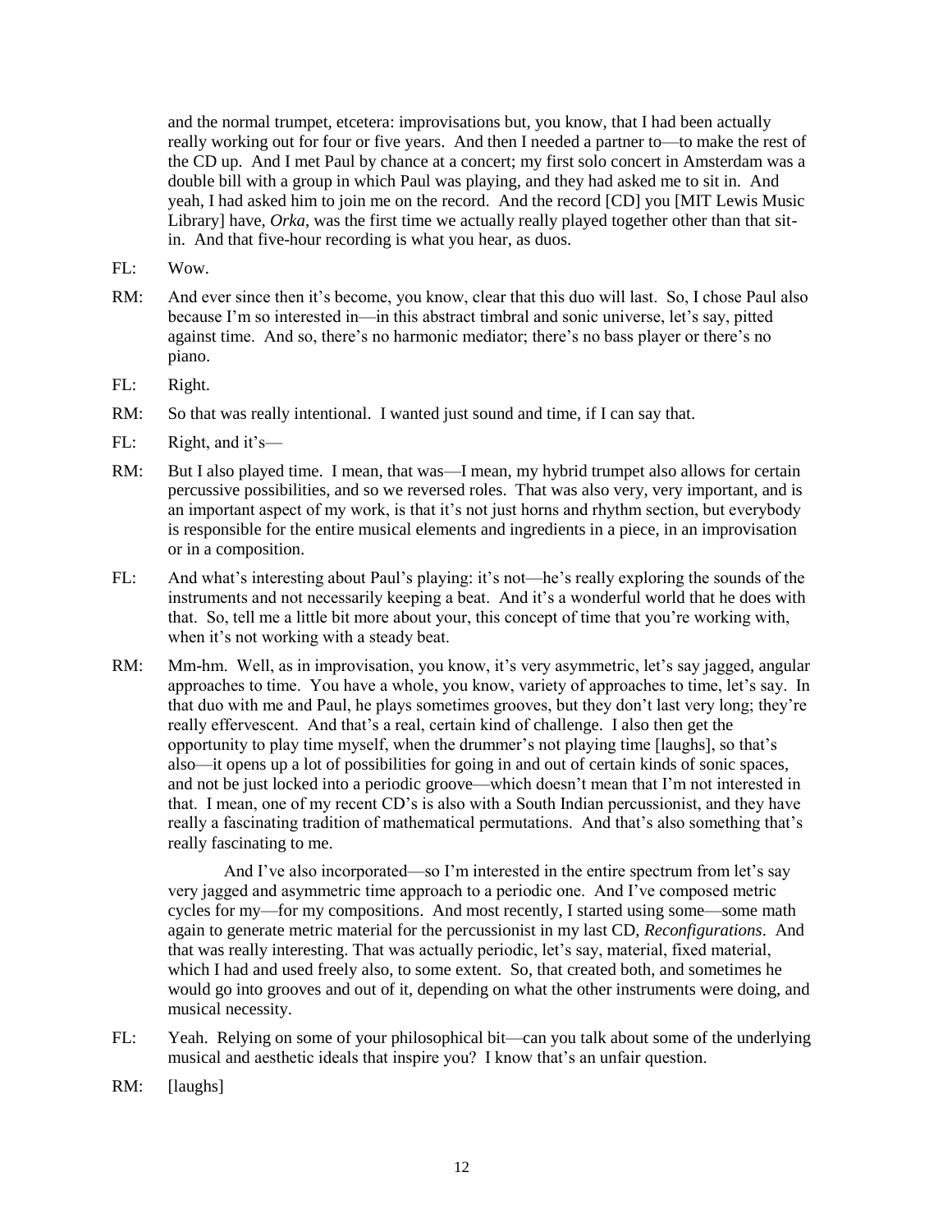and the normal trumpet, etcetera: improvisations but, you know, that I had been actually really working out for four or five years. And then I needed a partner to—to make the rest of the CD up. And I met Paul by chance at a concert; my first solo concert in Amsterdam was a double bill with a group in which Paul was playing, and they had asked me to sit in. And yeah, I had asked him to join me on the record. And the record [CD] you [MIT Lewis Music Library] have, *Orka*, was the first time we actually really played together other than that sit-in. And that five-hour recording is what you hear, as duos.

FL: Wow.

RM: And ever since then it's become, you know, clear that this duo will last. So, I chose Paul also because I'm so interested in—in this abstract timbral and sonic universe, let's say, pitted against time. And so, there's no harmonic mediator; there's no bass player or there's no piano.

FL: Right.

RM: So that was really intentional. I wanted just sound and time, if I can say that.

FL: Right, and it's—

RM: But I also played time. I mean, that was—I mean, my hybrid trumpet also allows for certain percussive possibilities, and so we reversed roles. That was also very, very important, and is an important aspect of my work, is that it's not just horns and rhythm section, but everybody is responsible for the entire musical elements and ingredients in a piece, in an improvisation or in a composition.

FL: And what's interesting about Paul's playing: it's not—he's really exploring the sounds of the instruments and not necessarily keeping a beat. And it's a wonderful world that he does with that. So, tell me a little bit more about your, this concept of time that you're working with, when it's not working with a steady beat.

RM: Mm-hm. Well, as in improvisation, you know, it's very asymmetric, let's say jagged, angular approaches to time. You have a whole, you know, variety of approaches to time, let's say. In that duo with me and Paul, he plays sometimes grooves, but they don't last very long; they're really effervescent. And that's a real, certain kind of challenge. I also then get the opportunity to play time myself, when the drummer's not playing time [laughs], so that's also—it opens up a lot of possibilities for going in and out of certain kinds of sonic spaces, and not be just locked into a periodic groove—which doesn't mean that I'm not interested in that. I mean, one of my recent CD's is also with a South Indian percussionist, and they have really a fascinating tradition of mathematical permutations. And that's also something that's really fascinating to me.

And I've also incorporated—so I'm interested in the entire spectrum from let's say very jagged and asymmetric time approach to a periodic one. And I've composed metric cycles for my—for my compositions. And most recently, I started using some—some math again to generate metric material for the percussionist in my last CD, *Reconfigurations*. And that was really interesting. That was actually periodic, let's say, material, fixed material, which I had and used freely also, to some extent. So, that created both, and sometimes he would go into grooves and out of it, depending on what the other instruments were doing, and musical necessity.

FL: Yeah. Relying on some of your philosophical bit—can you talk about some of the underlying musical and aesthetic ideals that inspire you? I know that's an unfair question.

RM: [laughs]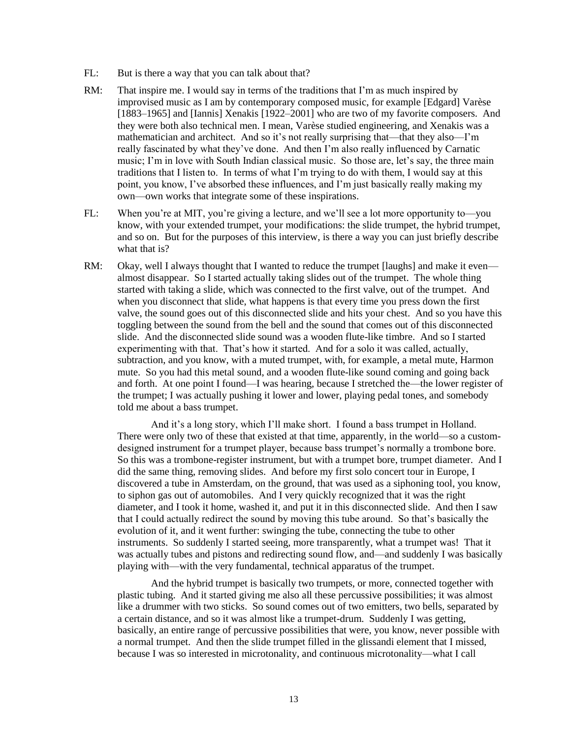FL: But is there a way that you can talk about that?

RM: That inspire me. I would say in terms of the traditions that I'm as much inspired by improvised music as I am by contemporary composed music, for example [Edgard] Varèse [1883–1965] and [Iannis] Xenakis [1922–2001] who are two of my favorite composers. And they were both also technical men. I mean, Varèse studied engineering, and Xenakis was a mathematician and architect. And so it's not really surprising that—that they also—I'm really fascinated by what they've done. And then I'm also really influenced by Carnatic music; I'm in love with South Indian classical music. So those are, let's say, the three main traditions that I listen to. In terms of what I'm trying to do with them, I would say at this point, you know, I've absorbed these influences, and I'm just basically really making my own—own works that integrate some of these inspirations.

FL: When you're at MIT, you're giving a lecture, and we'll see a lot more opportunity to—you know, with your extended trumpet, your modifications: the slide trumpet, the hybrid trumpet, and so on. But for the purposes of this interview, is there a way you can just briefly describe what that is?

RM: Okay, well I always thought that I wanted to reduce the trumpet [laughs] and make it even—almost disappear. So I started actually taking slides out of the trumpet. The whole thing started with taking a slide, which was connected to the first valve, out of the trumpet. And when you disconnect that slide, what happens is that every time you press down the first valve, the sound goes out of this disconnected slide and hits your chest. And so you have this toggling between the sound from the bell and the sound that comes out of this disconnected slide. And the disconnected slide sound was a wooden flute-like timbre. And so I started experimenting with that. That's how it started. And for a solo it was called, actually, subtraction, and you know, with a muted trumpet, with, for example, a metal mute, Harmon mute. So you had this metal sound, and a wooden flute-like sound coming and going back and forth. At one point I found—I was hearing, because I stretched the—the lower register of the trumpet; I was actually pushing it lower and lower, playing pedal tones, and somebody told me about a bass trumpet.

And it's a long story, which I'll make short. I found a bass trumpet in Holland. There were only two of these that existed at that time, apparently, in the world—so a custom-designed instrument for a trumpet player, because bass trumpet's normally a trombone bore. So this was a trombone-register instrument, but with a trumpet bore, trumpet diameter. And I did the same thing, removing slides. And before my first solo concert tour in Europe, I discovered a tube in Amsterdam, on the ground, that was used as a siphoning tool, you know, to siphon gas out of automobiles. And I very quickly recognized that it was the right diameter, and I took it home, washed it, and put it in this disconnected slide. And then I saw that I could actually redirect the sound by moving this tube around. So that's basically the evolution of it, and it went further: swinging the tube, connecting the tube to other instruments. So suddenly I started seeing, more transparently, what a trumpet was! That it was actually tubes and pistons and redirecting sound flow, and—and suddenly I was basically playing with—with the very fundamental, technical apparatus of the trumpet.

And the hybrid trumpet is basically two trumpets, or more, connected together with plastic tubing. And it started giving me also all these percussive possibilities; it was almost like a drummer with two sticks. So sound comes out of two emitters, two bells, separated by a certain distance, and so it was almost like a trumpet-drum. Suddenly I was getting, basically, an entire range of percussive possibilities that were, you know, never possible with a normal trumpet. And then the slide trumpet filled in the glissandi element that I missed, because I was so interested in microtonality, and continuous microtonality—what I call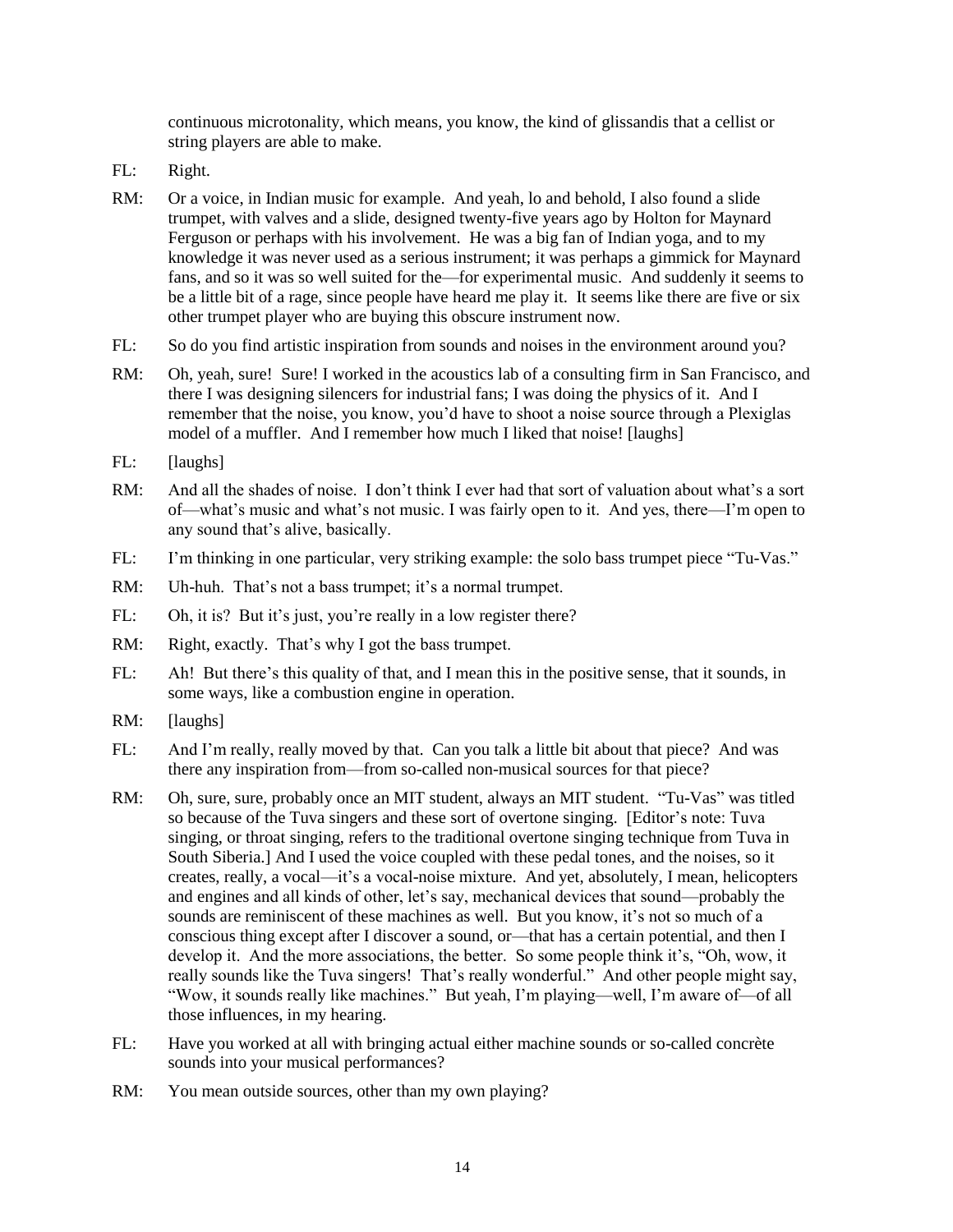continuous microtonality, which means, you know, the kind of glissandis that a cellist or string players are able to make.

FL: Right.

RM: Or a voice, in Indian music for example. And yeah, lo and behold, I also found a slide trumpet, with valves and a slide, designed twenty-five years ago by Holton for Maynard Ferguson or perhaps with his involvement. He was a big fan of Indian yoga, and to my knowledge it was never used as a serious instrument; it was perhaps a gimmick for Maynard fans, and so it was so well suited for the—for experimental music. And suddenly it seems to be a little bit of a rage, since people have heard me play it. It seems like there are five or six other trumpet player who are buying this obscure instrument now.

FL: So do you find artistic inspiration from sounds and noises in the environment around you?

RM: Oh, yeah, sure! Sure! I worked in the acoustics lab of a consulting firm in San Francisco, and there I was designing silencers for industrial fans; I was doing the physics of it. And I remember that the noise, you know, you'd have to shoot a noise source through a Plexiglas model of a muffler. And I remember how much I liked that noise! [laughs]

FL: [laughs]

RM: And all the shades of noise. I don't think I ever had that sort of valuation about what's a sort of—what's music and what's not music. I was fairly open to it. And yes, there—I'm open to any sound that's alive, basically.

FL: I'm thinking in one particular, very striking example: the solo bass trumpet piece "Tu-Vas."

RM: Uh-huh. That's not a bass trumpet; it's a normal trumpet.

FL: Oh, it is? But it's just, you're really in a low register there?

RM: Right, exactly. That's why I got the bass trumpet.

FL: Ah! But there's this quality of that, and I mean this in the positive sense, that it sounds, in some ways, like a combustion engine in operation.

RM: [laughs]

FL: And I'm really, really moved by that. Can you talk a little bit about that piece? And was there any inspiration from—from so-called non-musical sources for that piece?

RM: Oh, sure, sure, probably once an MIT student, always an MIT student. "Tu-Vas" was titled so because of the Tuva singers and these sort of overtone singing. [Editor's note: Tuva singing, or throat singing, refers to the traditional overtone singing technique from Tuva in South Siberia.] And I used the voice coupled with these pedal tones, and the noises, so it creates, really, a vocal—it's a vocal-noise mixture. And yet, absolutely, I mean, helicopters and engines and all kinds of other, let's say, mechanical devices that sound—probably the sounds are reminiscent of these machines as well. But you know, it's not so much of a conscious thing except after I discover a sound, or—that has a certain potential, and then I develop it. And the more associations, the better. So some people think it's, "Oh, wow, it really sounds like the Tuva singers! That's really wonderful." And other people might say, "Wow, it sounds really like machines." But yeah, I'm playing—well, I'm aware of—of all those influences, in my hearing.

FL: Have you worked at all with bringing actual either machine sounds or so-called concrète sounds into your musical performances?

RM: You mean outside sources, other than my own playing?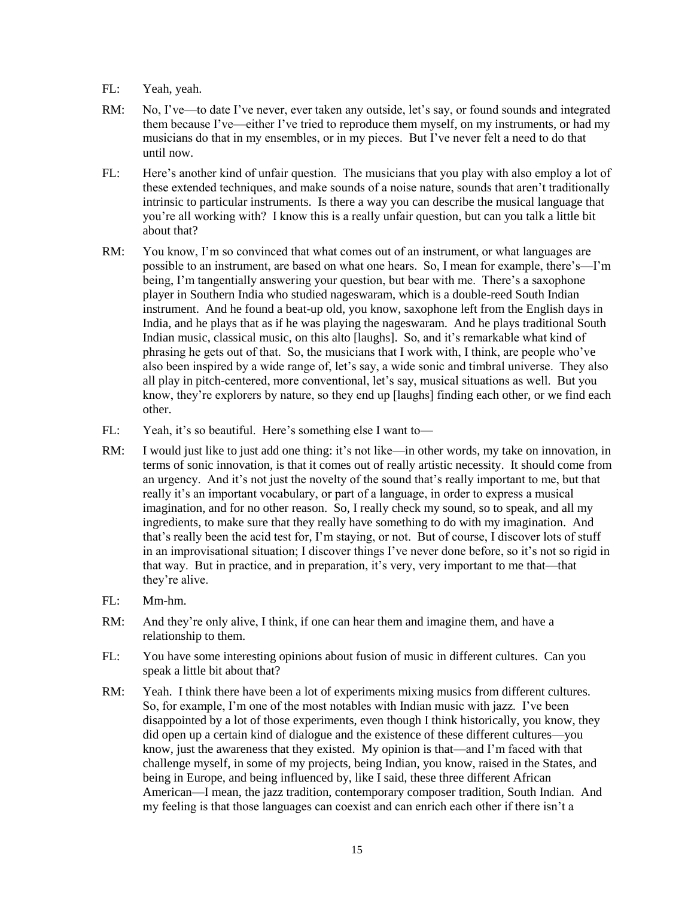FL: Yeah, yeah.

RM: No, I've—to date I've never, ever taken any outside, let's say, or found sounds and integrated them because I've—either I've tried to reproduce them myself, on my instruments, or had my musicians do that in my ensembles, or in my pieces. But I've never felt a need to do that until now.

FL: Here's another kind of unfair question. The musicians that you play with also employ a lot of these extended techniques, and make sounds of a noise nature, sounds that aren't traditionally intrinsic to particular instruments. Is there a way you can describe the musical language that you're all working with? I know this is a really unfair question, but can you talk a little bit about that?

RM: You know, I'm so convinced that what comes out of an instrument, or what languages are possible to an instrument, are based on what one hears. So, I mean for example, there's—I'm being, I'm tangentially answering your question, but bear with me. There's a saxophone player in Southern India who studied nageswaram, which is a double-reed South Indian instrument. And he found a beat-up old, you know, saxophone left from the English days in India, and he plays that as if he was playing the nageswaram. And he plays traditional South Indian music, classical music, on this alto [laughs]. So, and it's remarkable what kind of phrasing he gets out of that. So, the musicians that I work with, I think, are people who've also been inspired by a wide range of, let's say, a wide sonic and timbral universe. They also all play in pitch-centered, more conventional, let's say, musical situations as well. But you know, they're explorers by nature, so they end up [laughs] finding each other, or we find each other.

FL: Yeah, it's so beautiful. Here's something else I want to—

RM: I would just like to just add one thing: it's not like—in other words, my take on innovation, in terms of sonic innovation, is that it comes out of really artistic necessity. It should come from an urgency. And it's not just the novelty of the sound that's really important to me, but that really it's an important vocabulary, or part of a language, in order to express a musical imagination, and for no other reason. So, I really check my sound, so to speak, and all my ingredients, to make sure that they really have something to do with my imagination. And that's really been the acid test for, I'm staying, or not. But of course, I discover lots of stuff in an improvisational situation; I discover things I've never done before, so it's not so rigid in that way. But in practice, and in preparation, it's very, very important to me that—that they're alive.

FL: Mm-hm.

RM: And they're only alive, I think, if one can hear them and imagine them, and have a relationship to them.

FL: You have some interesting opinions about fusion of music in different cultures. Can you speak a little bit about that?

RM: Yeah. I think there have been a lot of experiments mixing musics from different cultures. So, for example, I'm one of the most notables with Indian music with jazz. I've been disappointed by a lot of those experiments, even though I think historically, you know, they did open up a certain kind of dialogue and the existence of these different cultures—you know, just the awareness that they existed. My opinion is that—and I'm faced with that challenge myself, in some of my projects, being Indian, you know, raised in the States, and being in Europe, and being influenced by, like I said, these three different African American—I mean, the jazz tradition, contemporary composer tradition, South Indian. And my feeling is that those languages can coexist and can enrich each other if there isn't a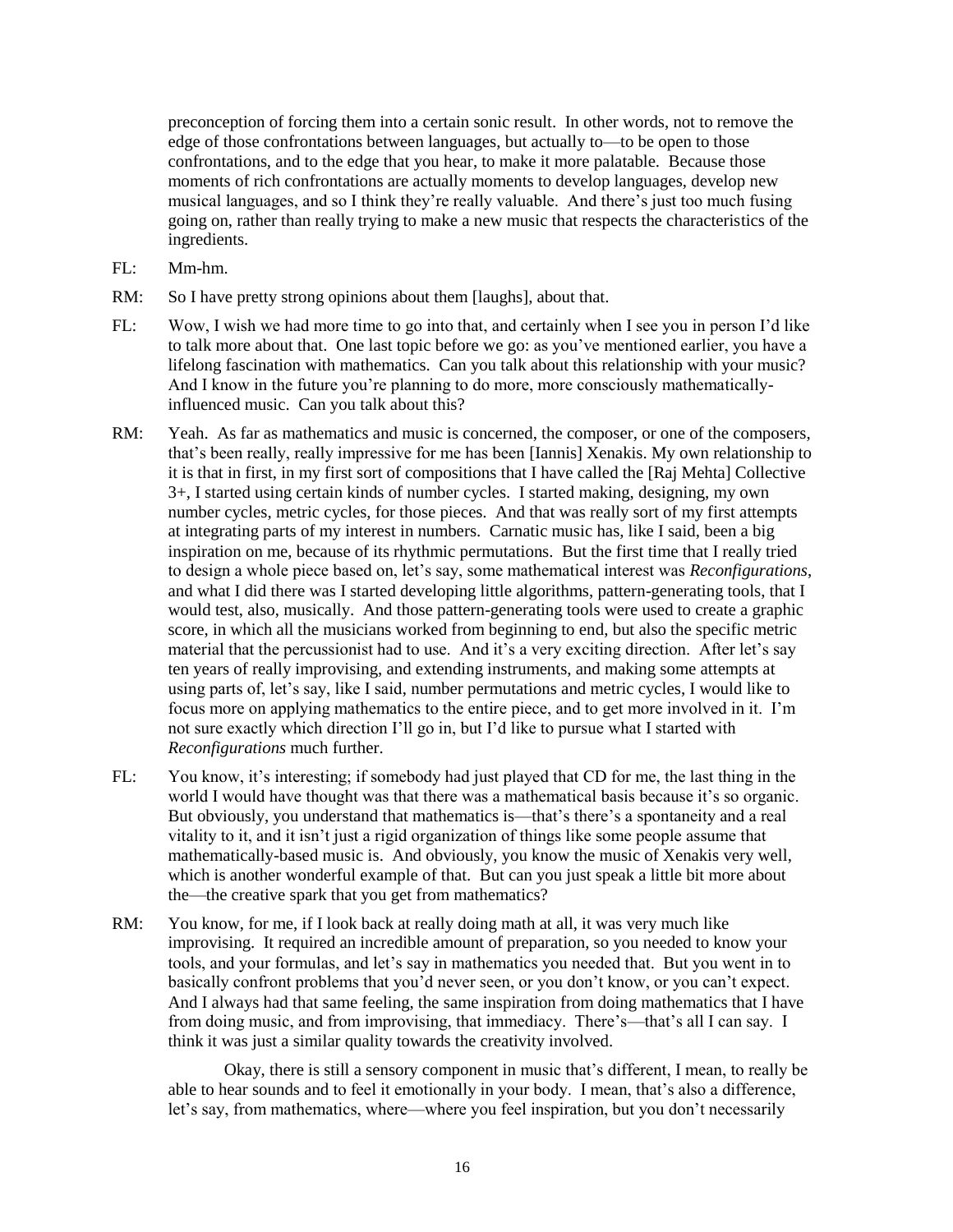preconception of forcing them into a certain sonic result. In other words, not to remove the edge of those confrontations between languages, but actually to—to be open to those confrontations, and to the edge that you hear, to make it more palatable. Because those moments of rich confrontations are actually moments to develop languages, develop new musical languages, and so I think they're really valuable. And there's just too much fusing going on, rather than really trying to make a new music that respects the characteristics of the ingredients.

FL: Mm-hm.

RM: So I have pretty strong opinions about them [laughs], about that.

FL: Wow, I wish we had more time to go into that, and certainly when I see you in person I'd like to talk more about that. One last topic before we go: as you've mentioned earlier, you have a lifelong fascination with mathematics. Can you talk about this relationship with your music? And I know in the future you're planning to do more, more consciously mathematically-influenced music. Can you talk about this?

RM: Yeah. As far as mathematics and music is concerned, the composer, or one of the composers, that's been really, really impressive for me has been [Iannis] Xenakis. My own relationship to it is that in first, in my first sort of compositions that I have called the [Raj Mehta] Collective 3+, I started using certain kinds of number cycles. I started making, designing, my own number cycles, metric cycles, for those pieces. And that was really sort of my first attempts at integrating parts of my interest in numbers. Carnatic music has, like I said, been a big inspiration on me, because of its rhythmic permutations. But the first time that I really tried to design a whole piece based on, let's say, some mathematical interest was *Reconfigurations*, and what I did there was I started developing little algorithms, pattern-generating tools, that I would test, also, musically. And those pattern-generating tools were used to create a graphic score, in which all the musicians worked from beginning to end, but also the specific metric material that the percussionist had to use. And it's a very exciting direction. After let's say ten years of really improvising, and extending instruments, and making some attempts at using parts of, let's say, like I said, number permutations and metric cycles, I would like to focus more on applying mathematics to the entire piece, and to get more involved in it. I'm not sure exactly which direction I'll go in, but I'd like to pursue what I started with *Reconfigurations* much further.

FL: You know, it's interesting; if somebody had just played that CD for me, the last thing in the world I would have thought was that there was a mathematical basis because it's so organic. But obviously, you understand that mathematics is—that's there's a spontaneity and a real vitality to it, and it isn't just a rigid organization of things like some people assume that mathematically-based music is. And obviously, you know the music of Xenakis very well, which is another wonderful example of that. But can you just speak a little bit more about the—the creative spark that you get from mathematics?

RM: You know, for me, if I look back at really doing math at all, it was very much like improvising. It required an incredible amount of preparation, so you needed to know your tools, and your formulas, and let's say in mathematics you needed that. But you went in to basically confront problems that you'd never seen, or you don't know, or you can't expect. And I always had that same feeling, the same inspiration from doing mathematics that I have from doing music, and from improvising, that immediacy. There's—that's all I can say. I think it was just a similar quality towards the creativity involved.

Okay, there is still a sensory component in music that's different, I mean, to really be able to hear sounds and to feel it emotionally in your body. I mean, that's also a difference, let's say, from mathematics, where—where you feel inspiration, but you don't necessarily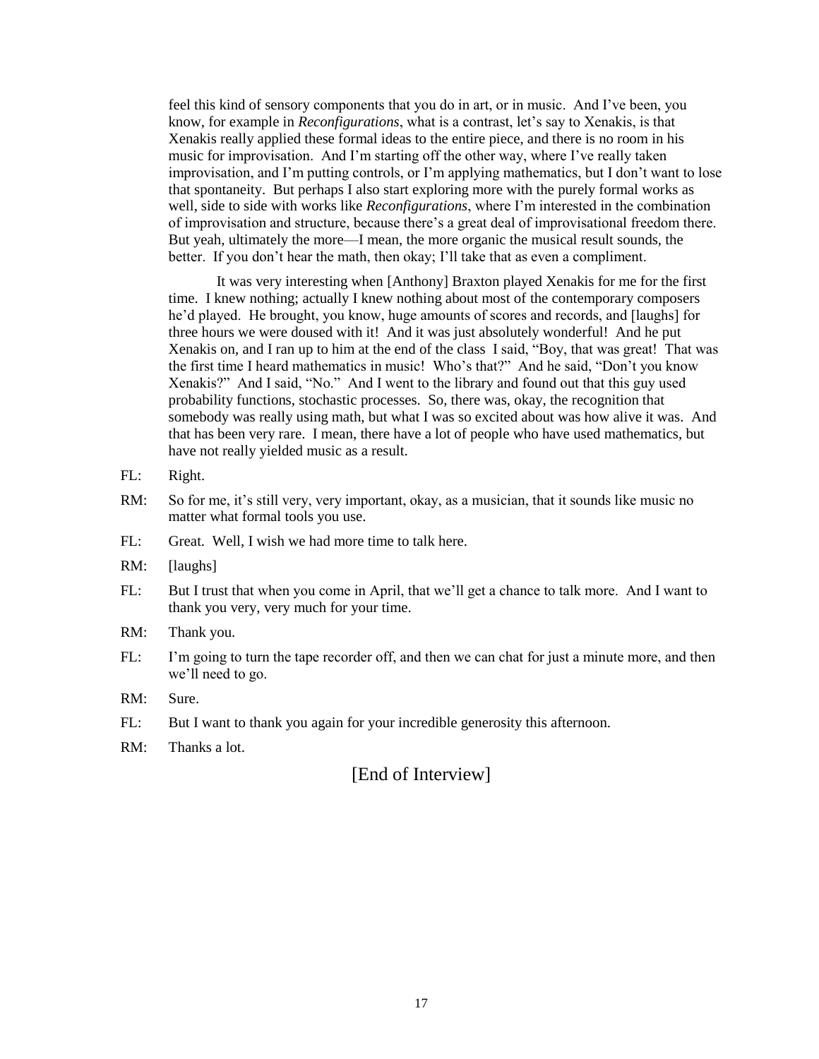feel this kind of sensory components that you do in art, or in music. And I've been, you know, for example in *Reconfigurations*, what is a contrast, let's say to Xenakis, is that Xenakis really applied these formal ideas to the entire piece, and there is no room in his music for improvisation. And I'm starting off the other way, where I've really taken improvisation, and I'm putting controls, or I'm applying mathematics, but I don't want to lose that spontaneity. But perhaps I also start exploring more with the purely formal works as well, side to side with works like *Reconfigurations*, where I'm interested in the combination of improvisation and structure, because there's a great deal of improvisational freedom there. But yeah, ultimately the more—I mean, the more organic the musical result sounds, the better. If you don't hear the math, then okay; I'll take that as even a compliment.

It was very interesting when [Anthony] Braxton played Xenakis for me for the first time. I knew nothing; actually I knew nothing about most of the contemporary composers he'd played. He brought, you know, huge amounts of scores and records, and [laughs] for three hours we were doused with it! And it was just absolutely wonderful! And he put Xenakis on, and I ran up to him at the end of the class I said, "Boy, that was great! That was the first time I heard mathematics in music! Who's that?" And he said, "Don't you know Xenakis?" And I said, "No." And I went to the library and found out that this guy used probability functions, stochastic processes. So, there was, okay, the recognition that somebody was really using math, but what I was so excited about was how alive it was. And that has been very rare. I mean, there have a lot of people who have used mathematics, but have not really yielded music as a result.

FL: Right.

RM: So for me, it's still very, very important, okay, as a musician, that it sounds like music no matter what formal tools you use.

FL: Great. Well, I wish we had more time to talk here.

RM: [laughs]

FL: But I trust that when you come in April, that we'll get a chance to talk more. And I want to thank you very, very much for your time.

RM: Thank you.

FL: I'm going to turn the tape recorder off, and then we can chat for just a minute more, and then we'll need to go.

RM: Sure.

FL: But I want to thank you again for your incredible generosity this afternoon.

RM: Thanks a lot.

## [End of Interview]